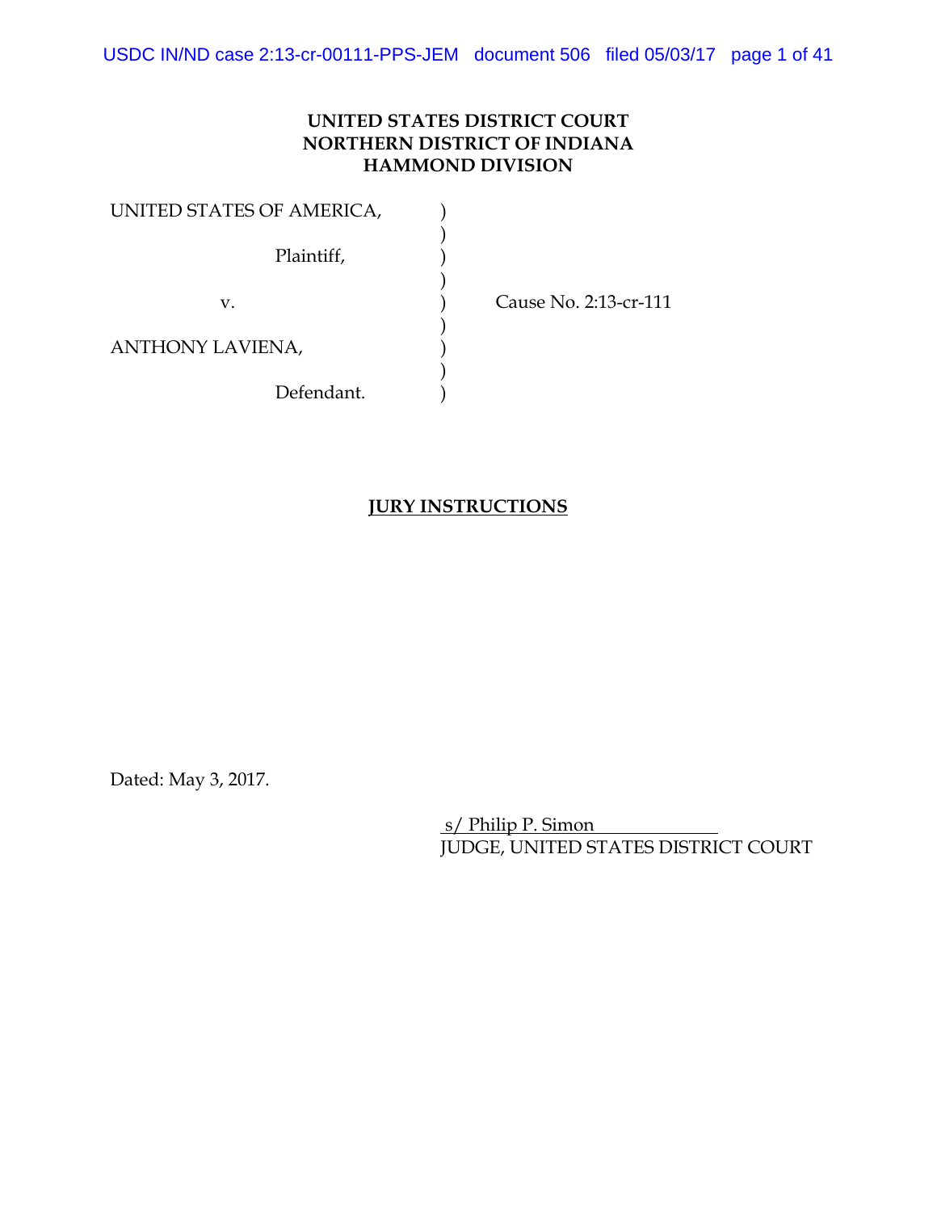**UNITED STATES DISTRICT COURT**
**NORTHERN DISTRICT OF INDIANA**
**HAMMOND DIVISION**

UNITED STATES OF AMERICA, )
)
Plaintiff, )
)
v. ) Cause No. 2:13-cr-111
)
ANTHONY LAVIENA, )
)
Defendant. )

**JURY INSTRUCTIONS**

Dated: May 3, 2017.

s/ Philip P. Simon
JUDGE, UNITED STATES DISTRICT COURT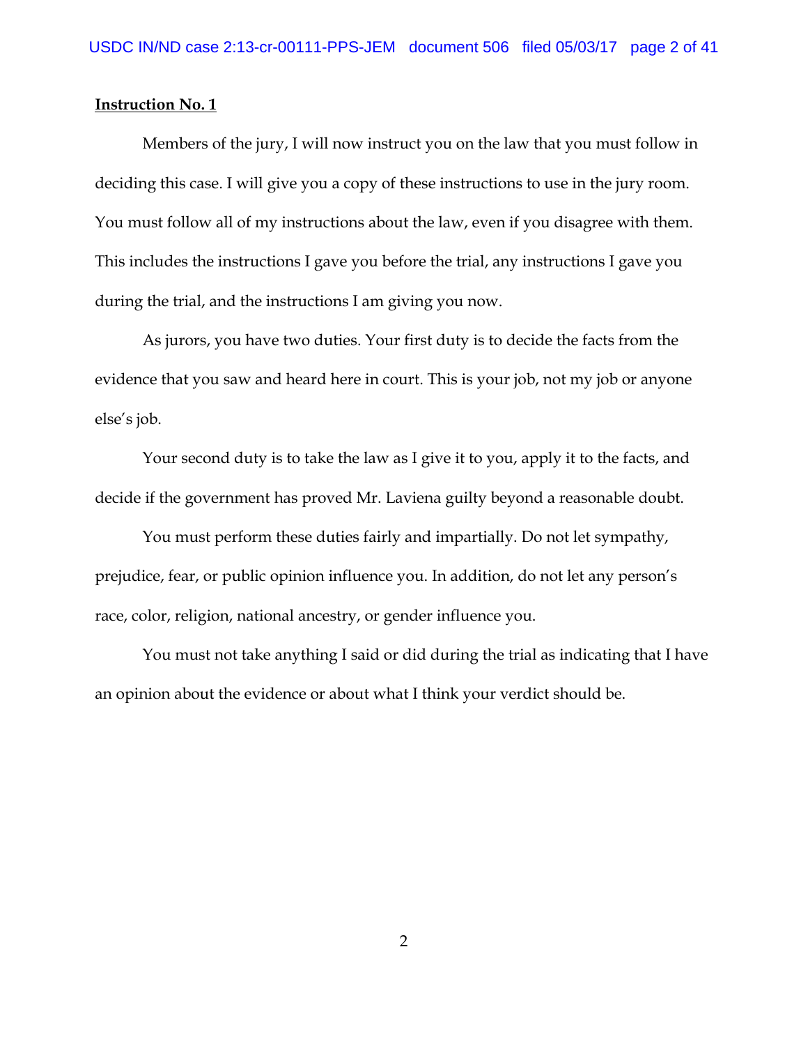**Instruction No. 1**

Members of the jury, I will now instruct you on the law that you must follow in deciding this case. I will give you a copy of these instructions to use in the jury room. You must follow all of my instructions about the law, even if you disagree with them. This includes the instructions I gave you before the trial, any instructions I gave you during the trial, and the instructions I am giving you now.

As jurors, you have two duties. Your first duty is to decide the facts from the evidence that you saw and heard here in court. This is your job, not my job or anyone else's job.

Your second duty is to take the law as I give it to you, apply it to the facts, and decide if the government has proved Mr. Laviena guilty beyond a reasonable doubt.

You must perform these duties fairly and impartially. Do not let sympathy, prejudice, fear, or public opinion influence you. In addition, do not let any person's race, color, religion, national ancestry, or gender influence you.

You must not take anything I said or did during the trial as indicating that I have an opinion about the evidence or about what I think your verdict should be.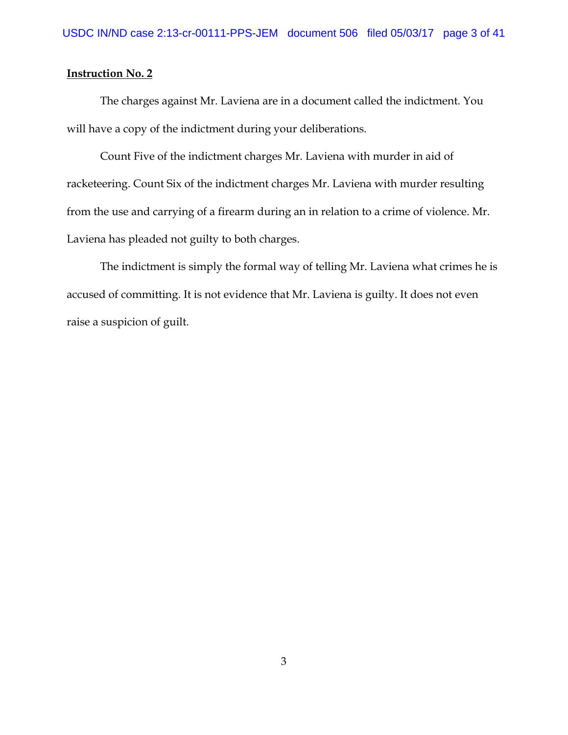**Instruction No. 2**

The charges against Mr. Laviena are in a document called the indictment. You will have a copy of the indictment during your deliberations.

Count Five of the indictment charges Mr. Laviena with murder in aid of racketeering. Count Six of the indictment charges Mr. Laviena with murder resulting from the use and carrying of a firearm during an in relation to a crime of violence. Mr. Laviena has pleaded not guilty to both charges.

The indictment is simply the formal way of telling Mr. Laviena what crimes he is accused of committing. It is not evidence that Mr. Laviena is guilty. It does not even raise a suspicion of guilt.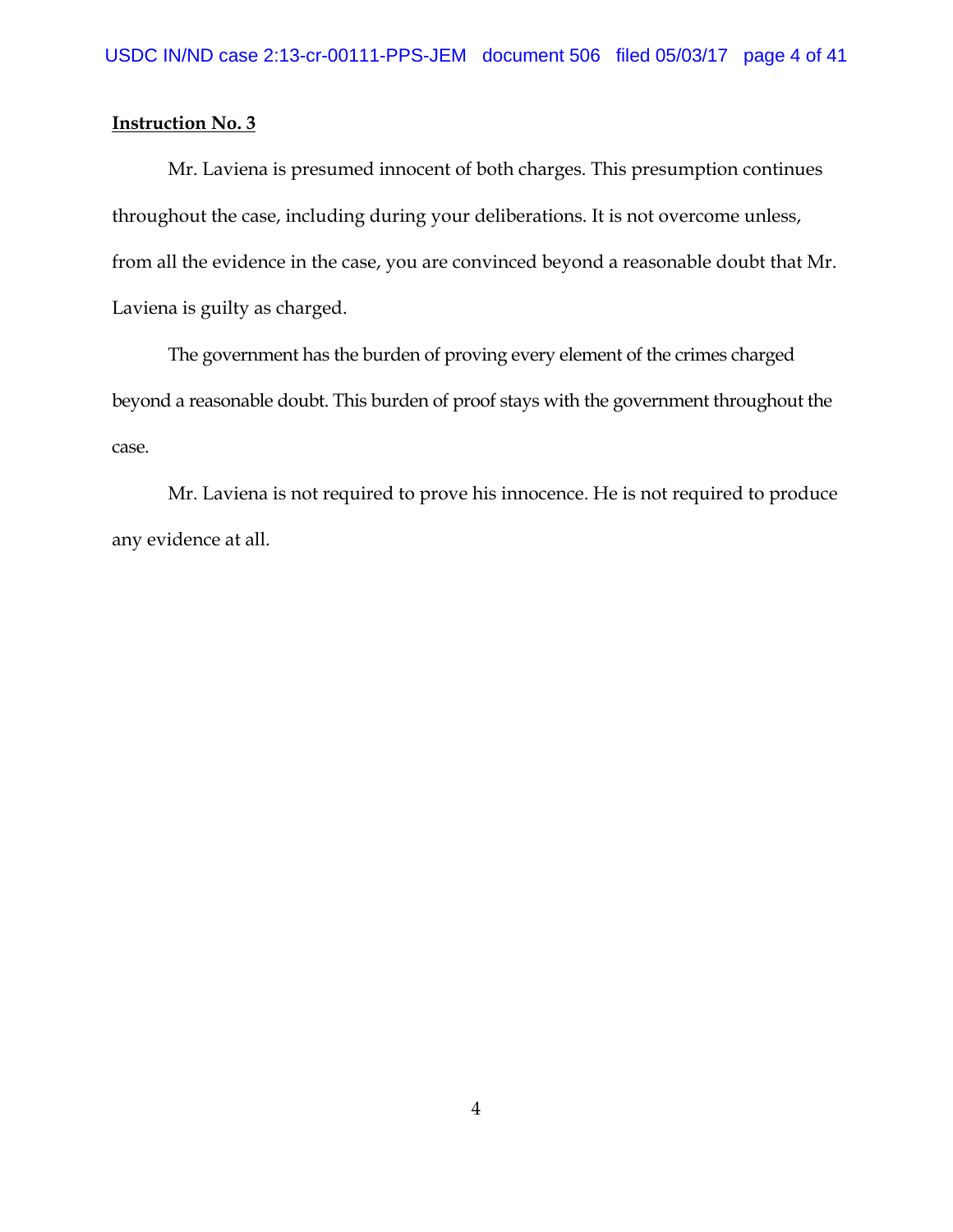**Instruction No. 3**

Mr. Laviena is presumed innocent of both charges. This presumption continues throughout the case, including during your deliberations. It is not overcome unless, from all the evidence in the case, you are convinced beyond a reasonable doubt that Mr. Laviena is guilty as charged.

The government has the burden of proving every element of the crimes charged beyond a reasonable doubt. This burden of proof stays with the government throughout the case.

Mr. Laviena is not required to prove his innocence. He is not required to produce any evidence at all.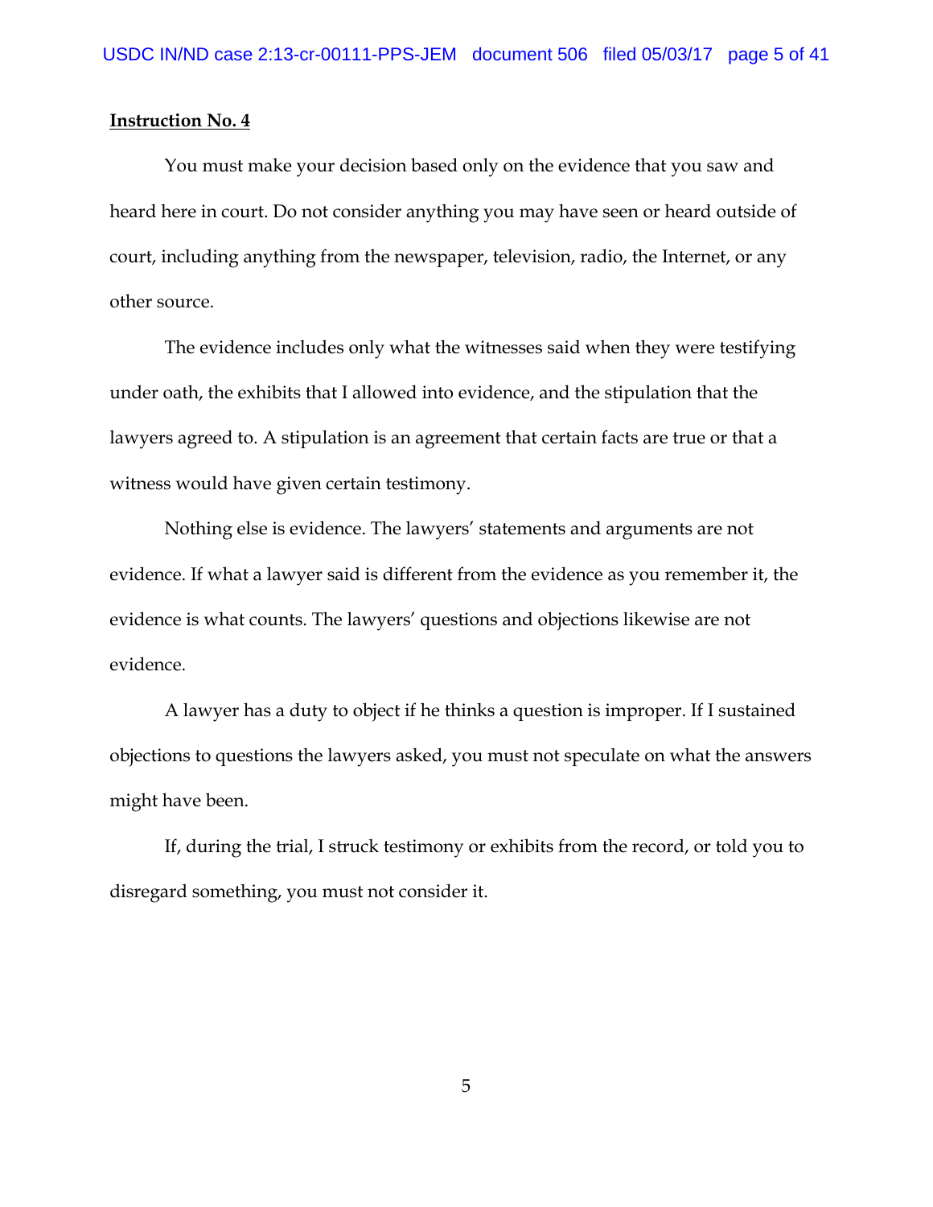**Instruction No. 4**

You must make your decision based only on the evidence that you saw and heard here in court. Do not consider anything you may have seen or heard outside of court, including anything from the newspaper, television, radio, the Internet, or any other source.

The evidence includes only what the witnesses said when they were testifying under oath, the exhibits that I allowed into evidence, and the stipulation that the lawyers agreed to. A stipulation is an agreement that certain facts are true or that a witness would have given certain testimony.

Nothing else is evidence. The lawyers' statements and arguments are not evidence. If what a lawyer said is different from the evidence as you remember it, the evidence is what counts. The lawyers' questions and objections likewise are not evidence.

A lawyer has a duty to object if he thinks a question is improper. If I sustained objections to questions the lawyers asked, you must not speculate on what the answers might have been.

If, during the trial, I struck testimony or exhibits from the record, or told you to disregard something, you must not consider it.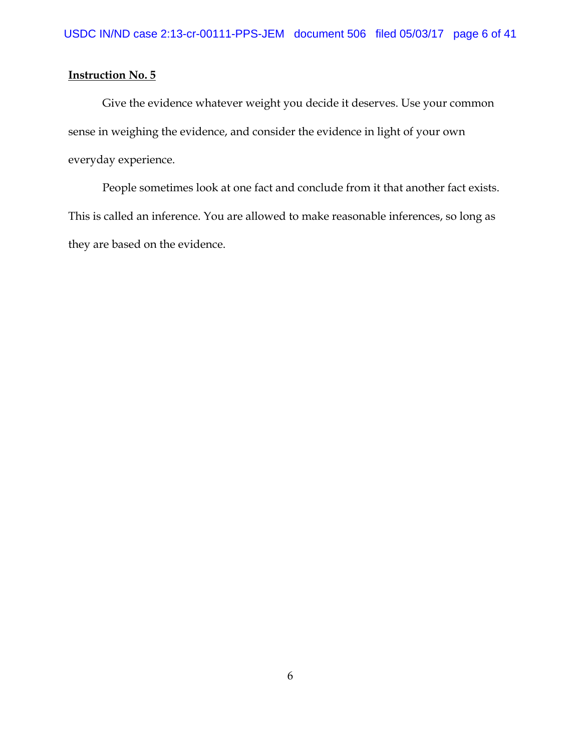**Instruction No. 5**

Give the evidence whatever weight you decide it deserves. Use your common sense in weighing the evidence, and consider the evidence in light of your own everyday experience.

People sometimes look at one fact and conclude from it that another fact exists. This is called an inference. You are allowed to make reasonable inferences, so long as they are based on the evidence.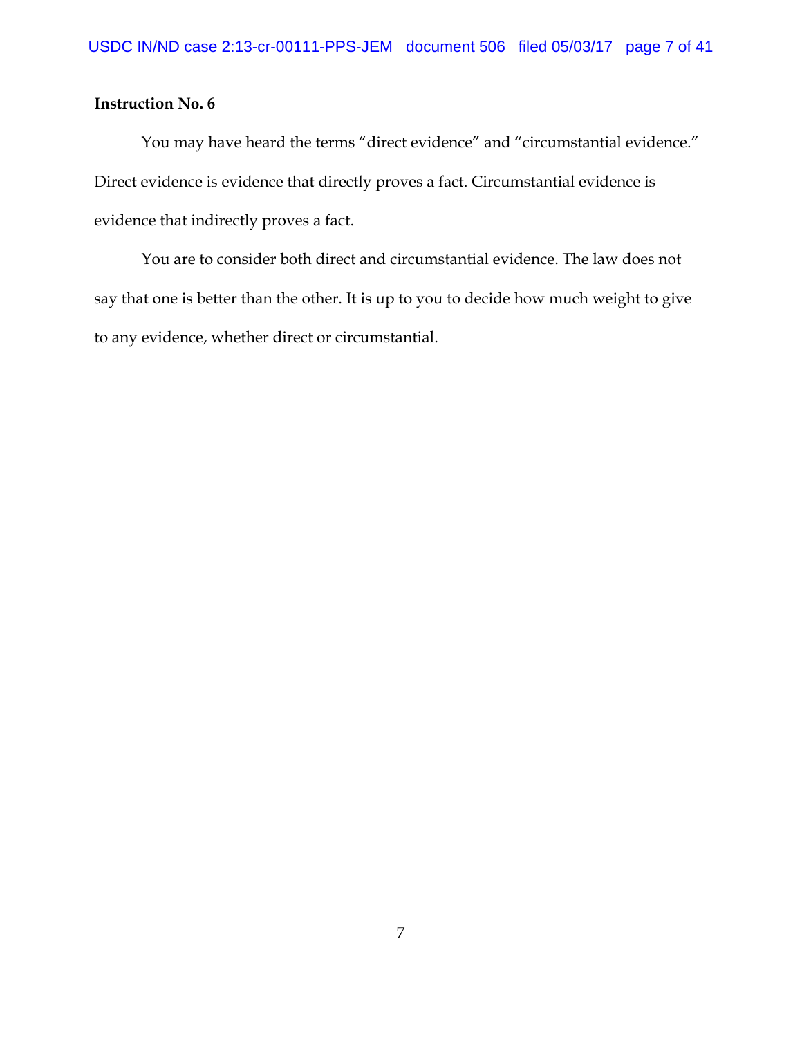**Instruction No. 6**

You may have heard the terms "direct evidence" and "circumstantial evidence." Direct evidence is evidence that directly proves a fact. Circumstantial evidence is evidence that indirectly proves a fact.

You are to consider both direct and circumstantial evidence. The law does not say that one is better than the other. It is up to you to decide how much weight to give to any evidence, whether direct or circumstantial.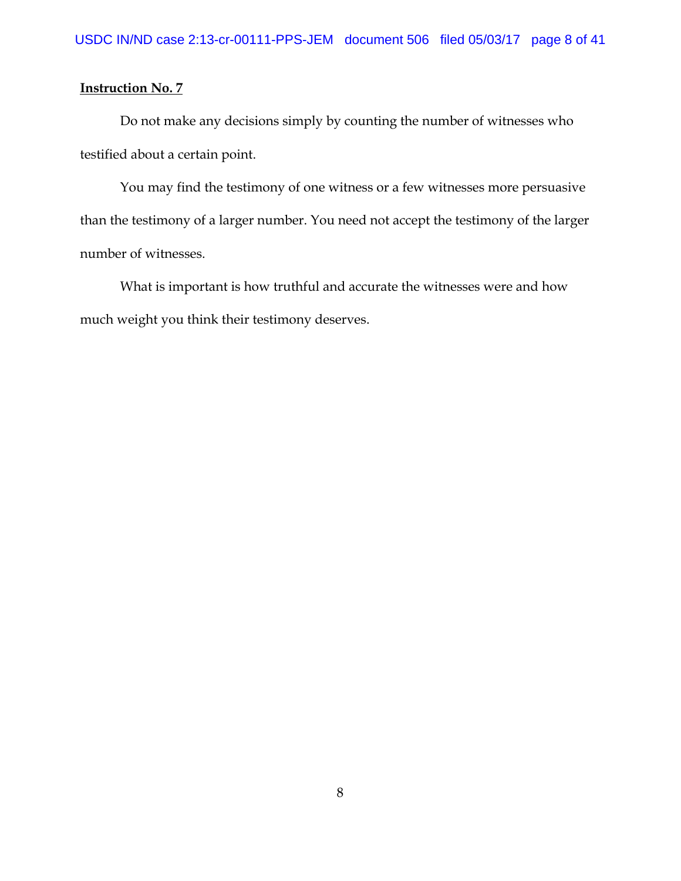**Instruction No. 7**

Do not make any decisions simply by counting the number of witnesses who testified about a certain point.

You may find the testimony of one witness or a few witnesses more persuasive than the testimony of a larger number. You need not accept the testimony of the larger number of witnesses.

What is important is how truthful and accurate the witnesses were and how much weight you think their testimony deserves.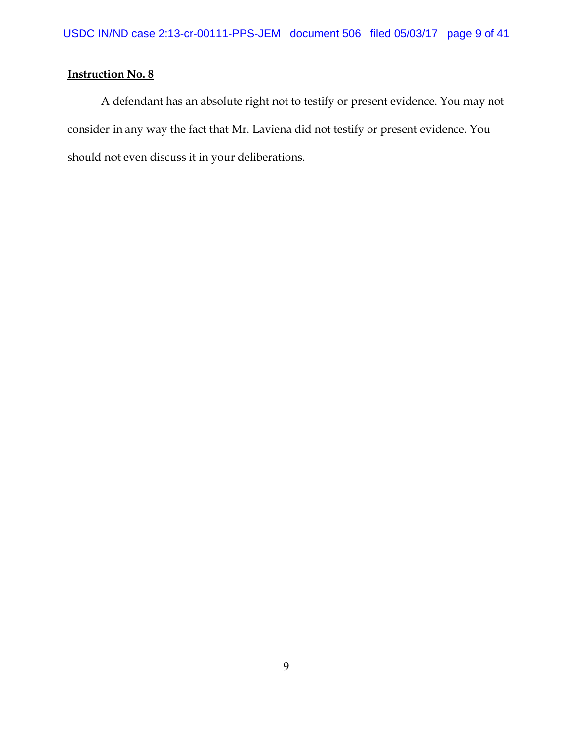**Instruction No. 8**

A defendant has an absolute right not to testify or present evidence. You may not consider in any way the fact that Mr. Laviena did not testify or present evidence. You should not even discuss it in your deliberations.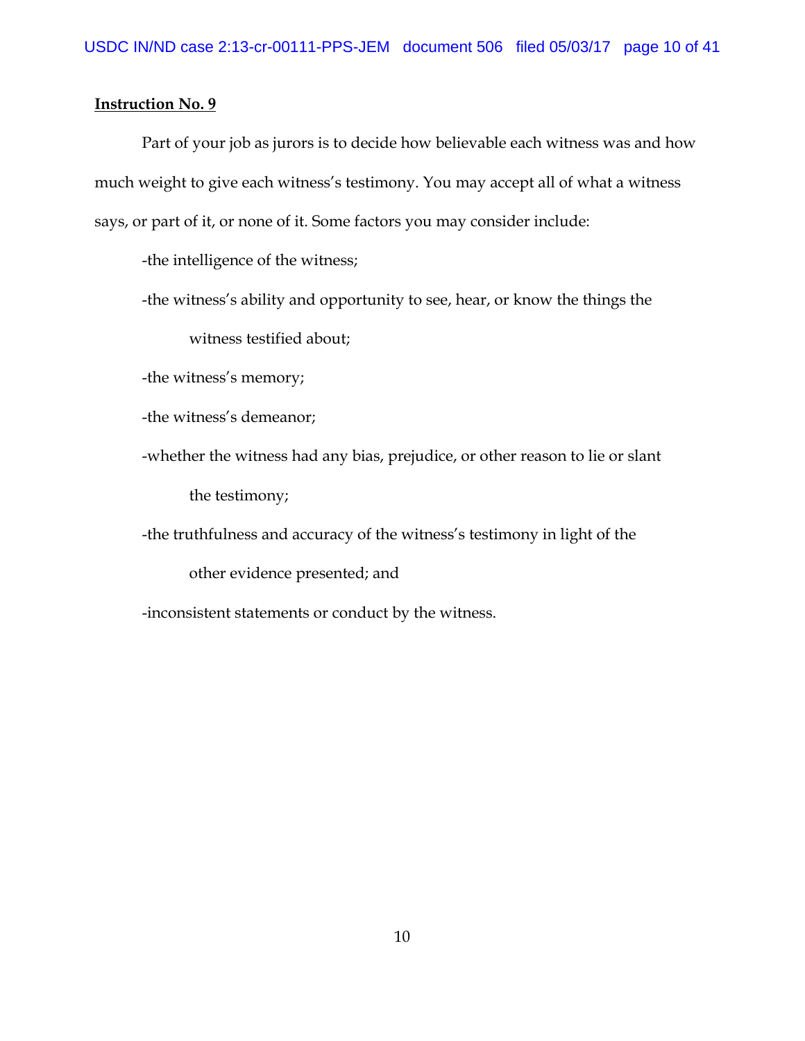**Instruction No. 9**

Part of your job as jurors is to decide how believable each witness was and how much weight to give each witness's testimony. You may accept all of what a witness says, or part of it, or none of it. Some factors you may consider include:

-the intelligence of the witness;

-the witness's ability and opportunity to see, hear, or know the things the witness testified about;

-the witness's memory;

-the witness's demeanor;

-whether the witness had any bias, prejudice, or other reason to lie or slant the testimony;

-the truthfulness and accuracy of the witness's testimony in light of the other evidence presented; and

-inconsistent statements or conduct by the witness.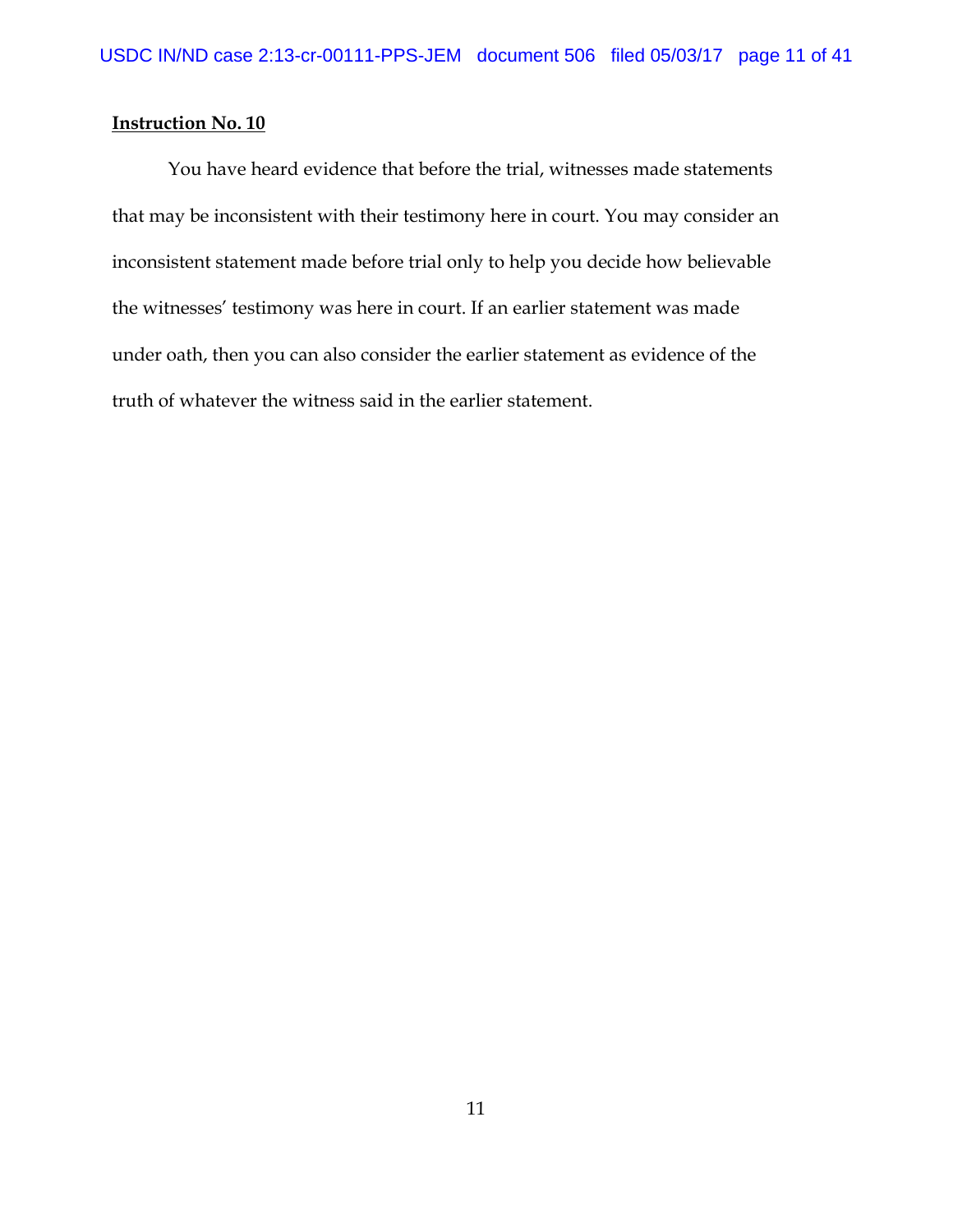**Instruction No. 10**

You have heard evidence that before the trial, witnesses made statements that may be inconsistent with their testimony here in court. You may consider an inconsistent statement made before trial only to help you decide how believable the witnesses' testimony was here in court. If an earlier statement was made under oath, then you can also consider the earlier statement as evidence of the truth of whatever the witness said in the earlier statement.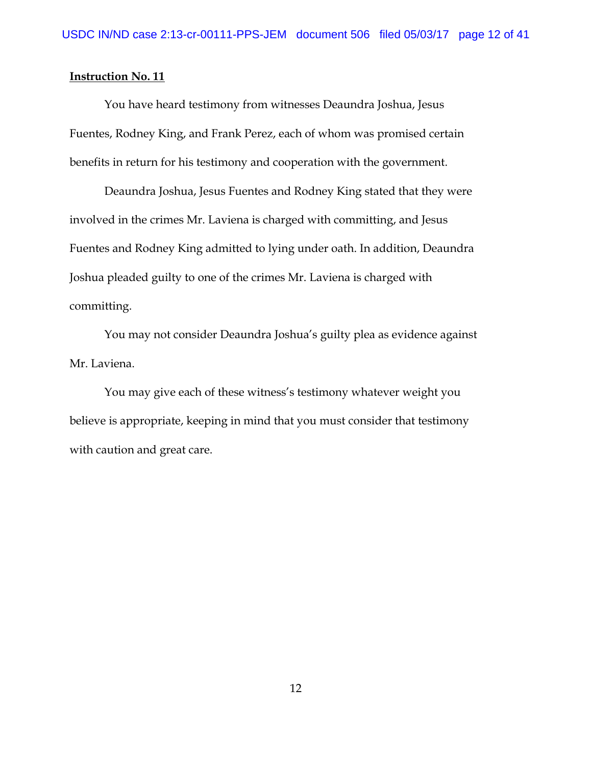**Instruction No. 11**

You have heard testimony from witnesses Deaundra Joshua, Jesus Fuentes, Rodney King, and Frank Perez, each of whom was promised certain benefits in return for his testimony and cooperation with the government.

Deaundra Joshua, Jesus Fuentes and Rodney King stated that they were involved in the crimes Mr. Laviena is charged with committing, and Jesus Fuentes and Rodney King admitted to lying under oath. In addition, Deaundra Joshua pleaded guilty to one of the crimes Mr. Laviena is charged with committing.

You may not consider Deaundra Joshua's guilty plea as evidence against Mr. Laviena.

You may give each of these witness's testimony whatever weight you believe is appropriate, keeping in mind that you must consider that testimony with caution and great care.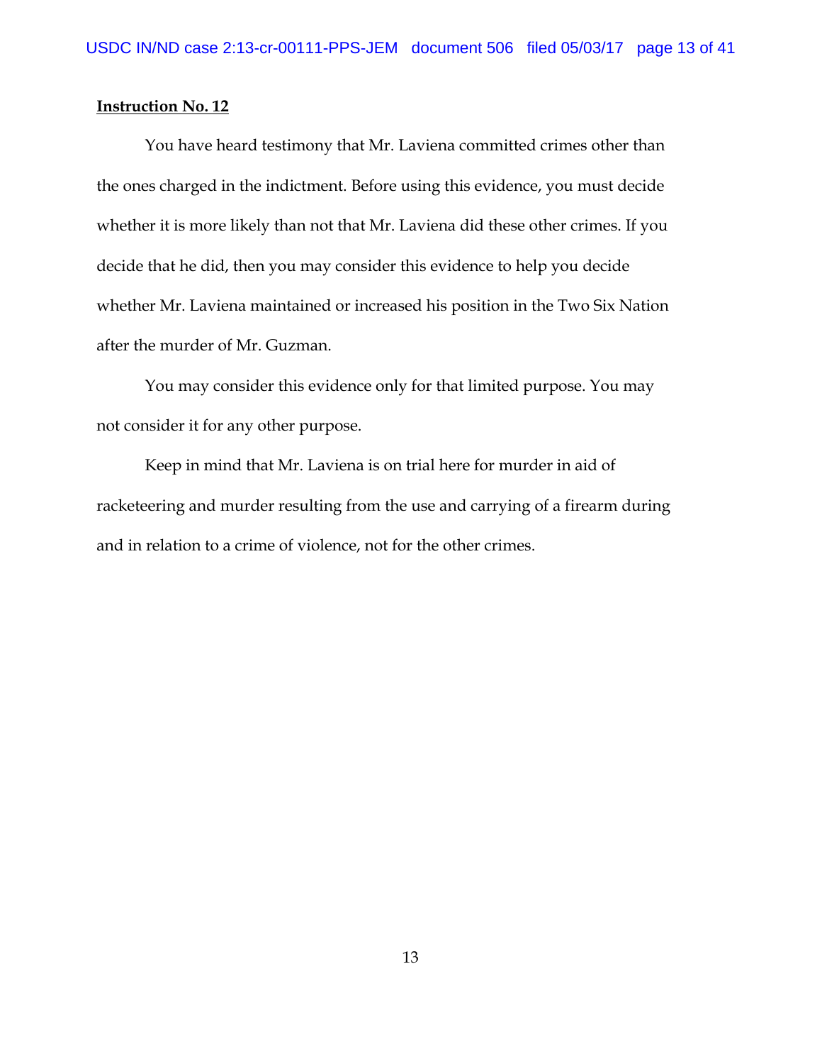**Instruction No. 12**

You have heard testimony that Mr. Laviena committed crimes other than the ones charged in the indictment. Before using this evidence, you must decide whether it is more likely than not that Mr. Laviena did these other crimes. If you decide that he did, then you may consider this evidence to help you decide whether Mr. Laviena maintained or increased his position in the Two Six Nation after the murder of Mr. Guzman.

You may consider this evidence only for that limited purpose. You may not consider it for any other purpose.

Keep in mind that Mr. Laviena is on trial here for murder in aid of racketeering and murder resulting from the use and carrying of a firearm during and in relation to a crime of violence, not for the other crimes.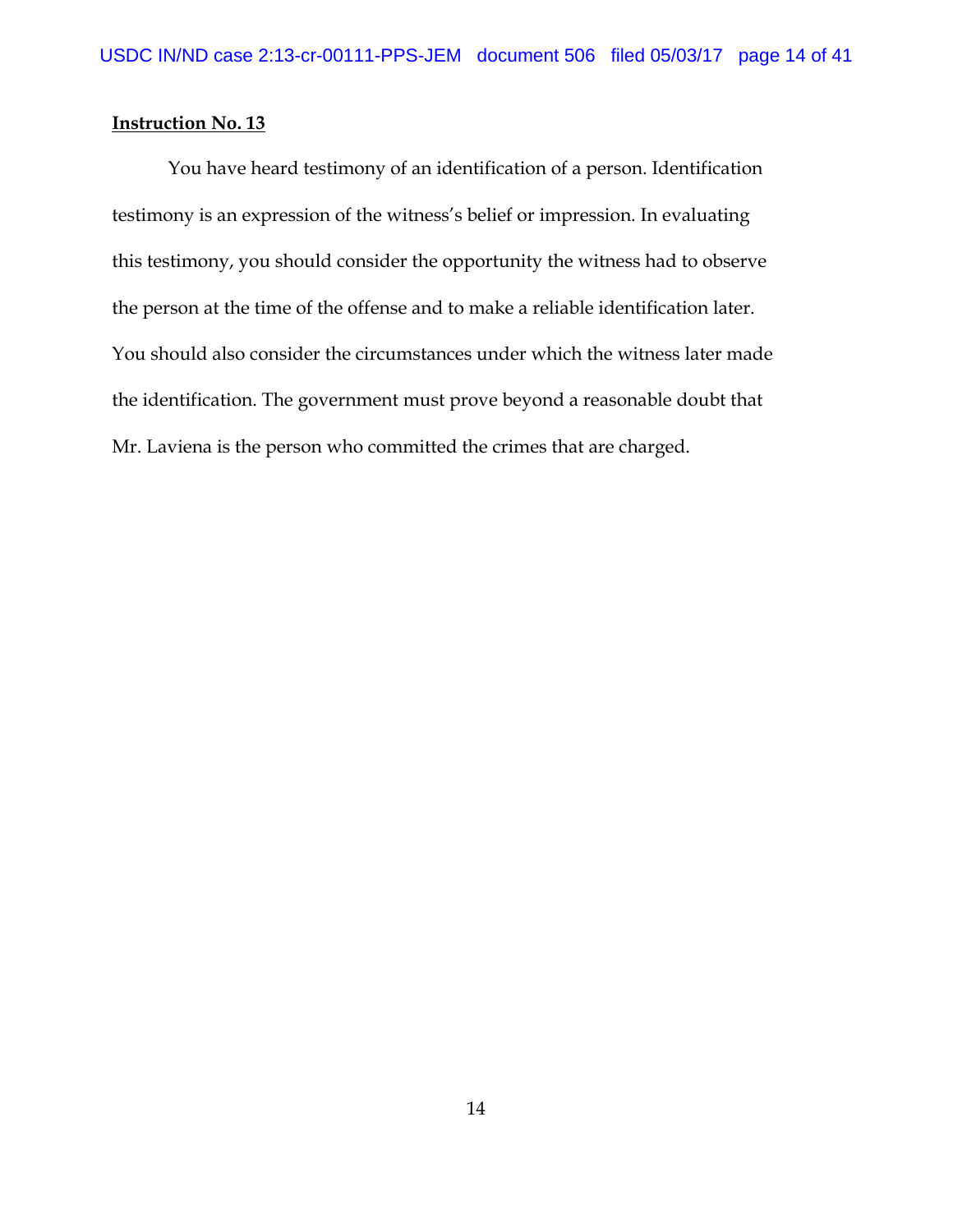**Instruction No. 13**

You have heard testimony of an identification of a person. Identification testimony is an expression of the witness's belief or impression. In evaluating this testimony, you should consider the opportunity the witness had to observe the person at the time of the offense and to make a reliable identification later. You should also consider the circumstances under which the witness later made the identification. The government must prove beyond a reasonable doubt that Mr. Laviena is the person who committed the crimes that are charged.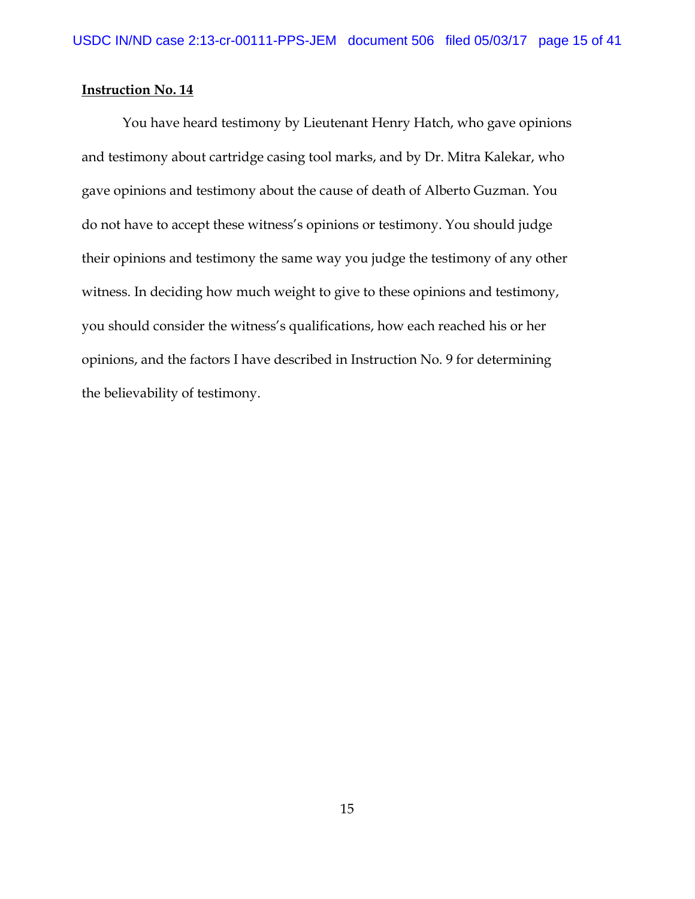**Instruction No. 14**

You have heard testimony by Lieutenant Henry Hatch, who gave opinions and testimony about cartridge casing tool marks, and by Dr. Mitra Kalekar, who gave opinions and testimony about the cause of death of Alberto Guzman. You do not have to accept these witness's opinions or testimony. You should judge their opinions and testimony the same way you judge the testimony of any other witness. In deciding how much weight to give to these opinions and testimony, you should consider the witness's qualifications, how each reached his or her opinions, and the factors I have described in Instruction No. 9 for determining the believability of testimony.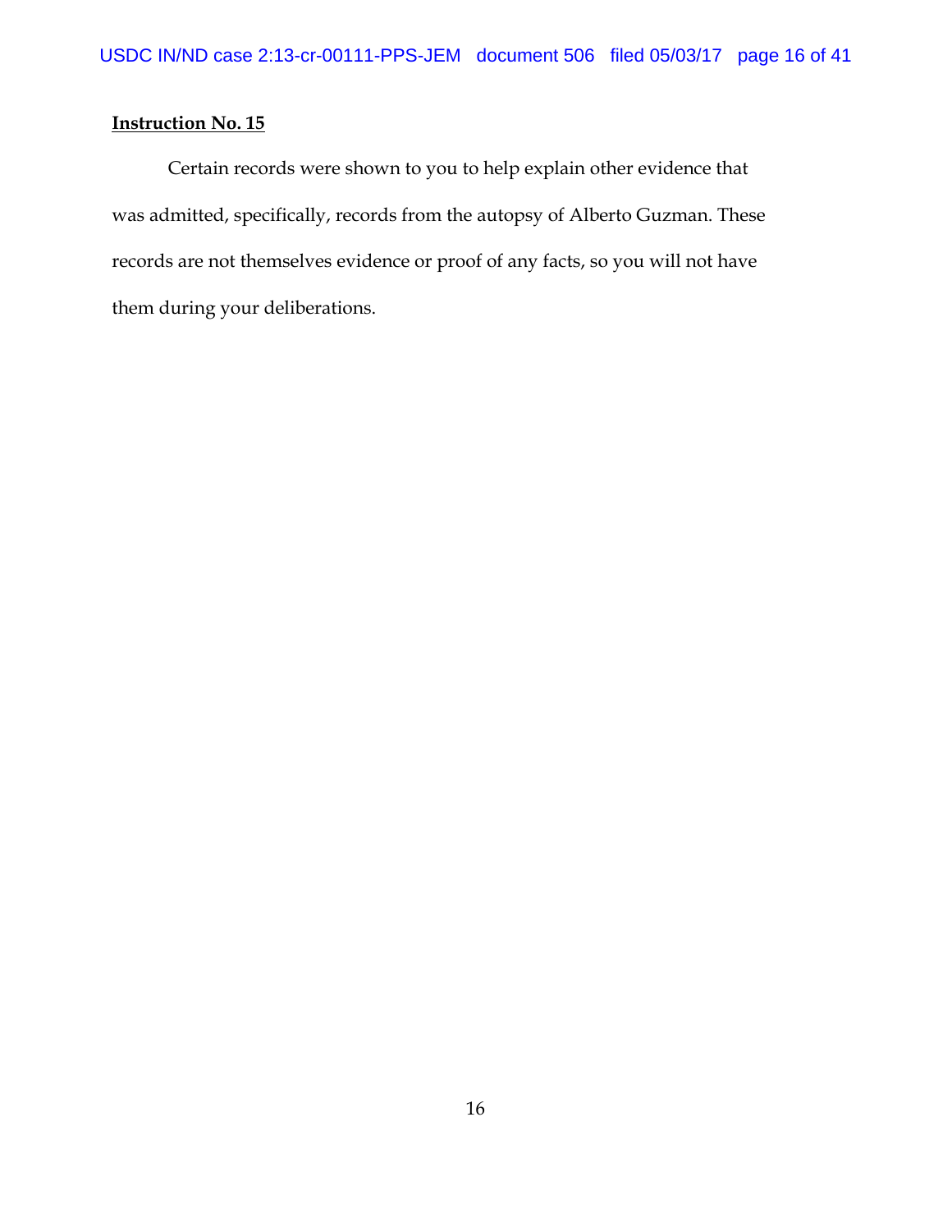**Instruction No. 15**

Certain records were shown to you to help explain other evidence that was admitted, specifically, records from the autopsy of Alberto Guzman. These records are not themselves evidence or proof of any facts, so you will not have them during your deliberations.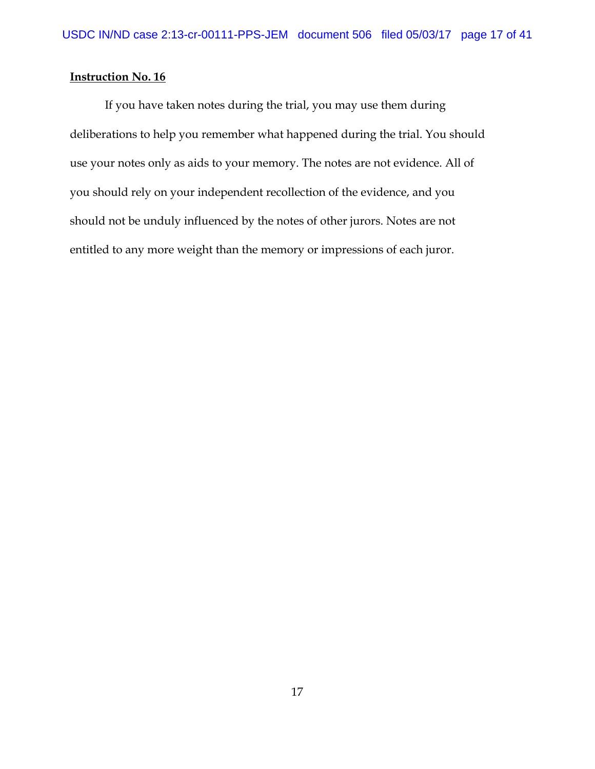**Instruction No. 16**

If you have taken notes during the trial, you may use them during deliberations to help you remember what happened during the trial. You should use your notes only as aids to your memory. The notes are not evidence. All of you should rely on your independent recollection of the evidence, and you should not be unduly influenced by the notes of other jurors. Notes are not entitled to any more weight than the memory or impressions of each juror.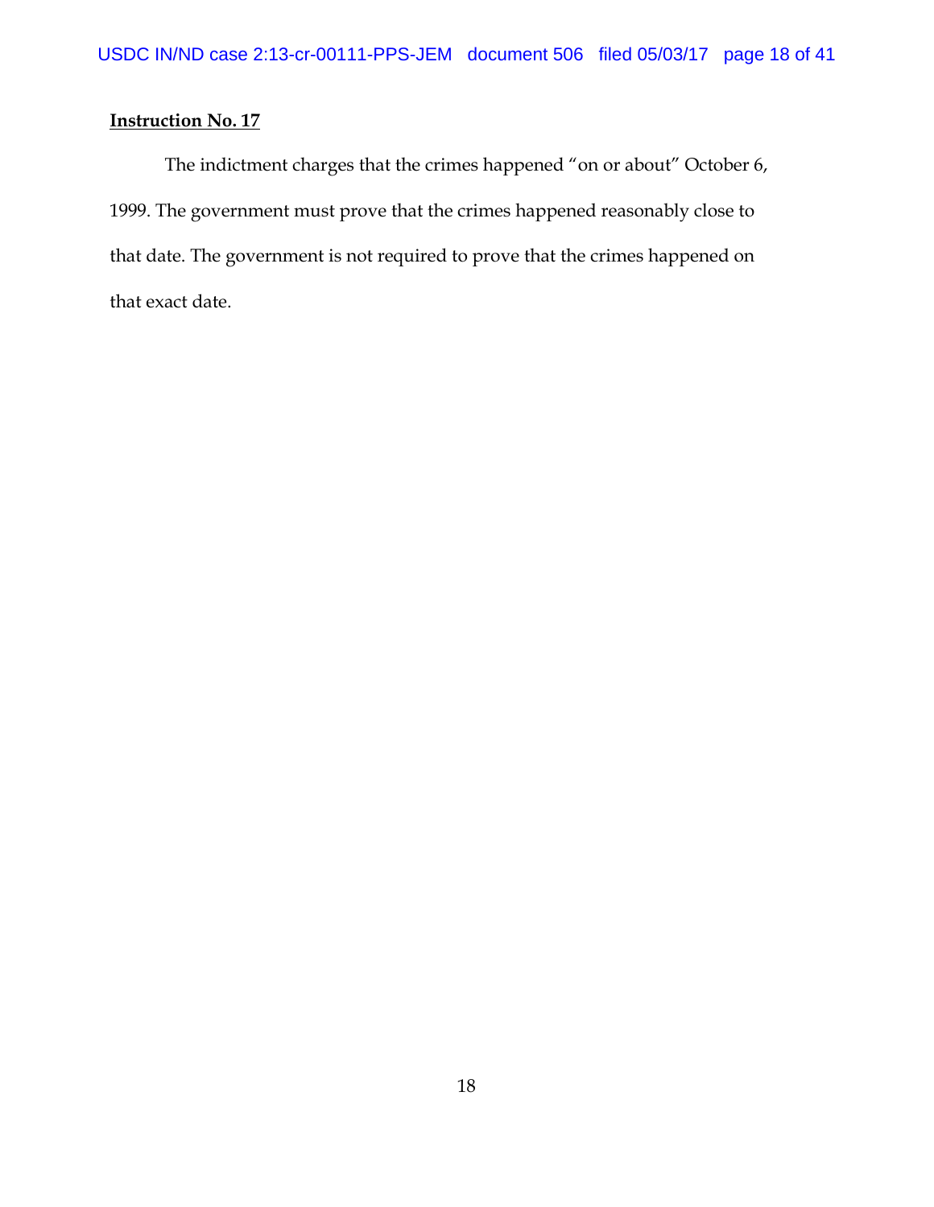**Instruction No. 17**

The indictment charges that the crimes happened "on or about" October 6, 1999. The government must prove that the crimes happened reasonably close to that date. The government is not required to prove that the crimes happened on that exact date.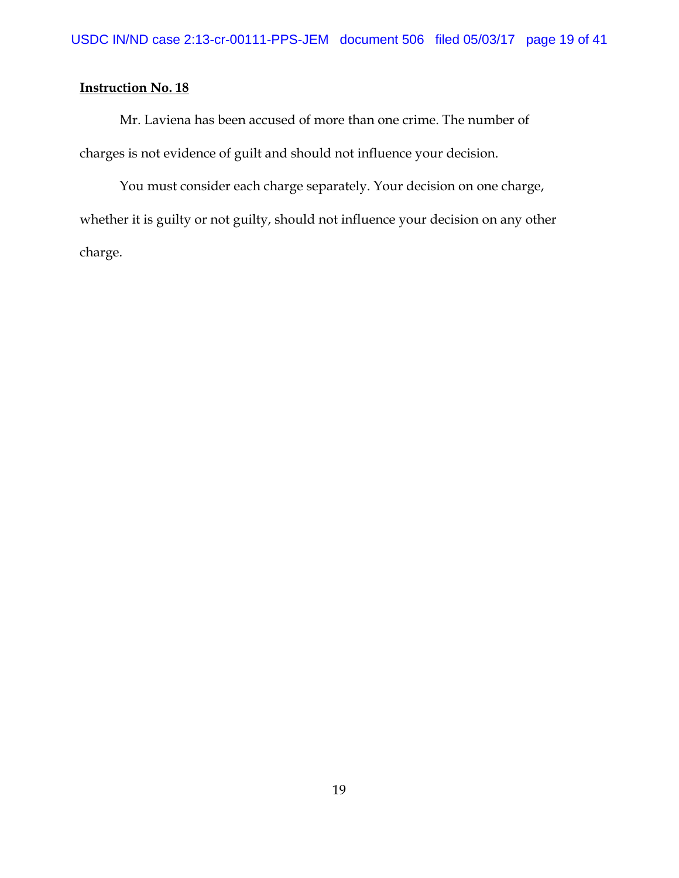**Instruction No. 18**

Mr. Laviena has been accused of more than one crime. The number of charges is not evidence of guilt and should not influence your decision.

You must consider each charge separately. Your decision on one charge, whether it is guilty or not guilty, should not influence your decision on any other charge.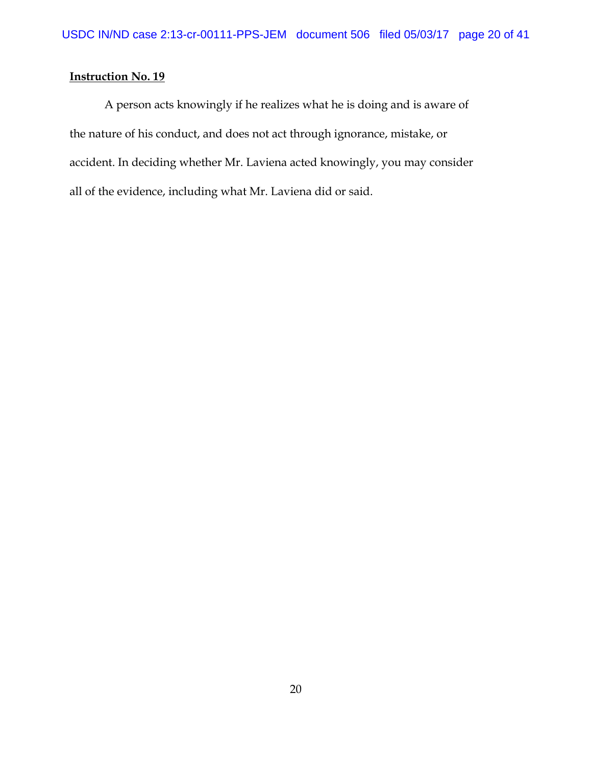**Instruction No. 19**

A person acts knowingly if he realizes what he is doing and is aware of the nature of his conduct, and does not act through ignorance, mistake, or accident. In deciding whether Mr. Laviena acted knowingly, you may consider all of the evidence, including what Mr. Laviena did or said.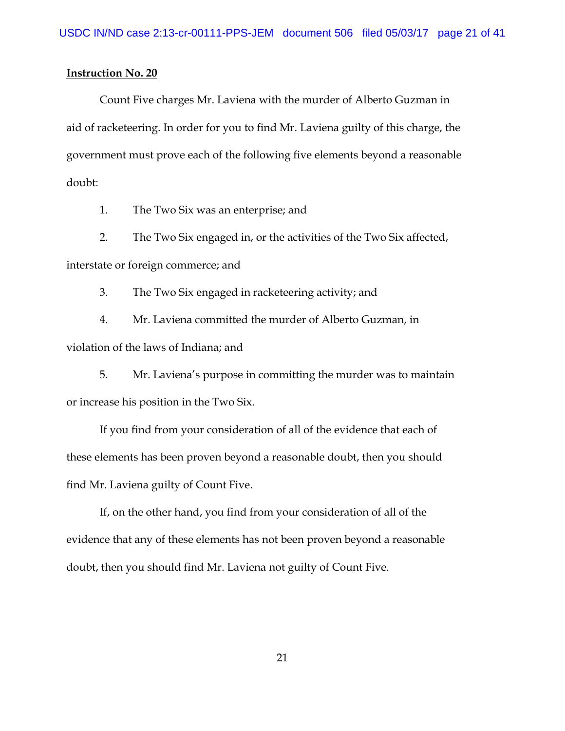**Instruction No. 20**

Count Five charges Mr. Laviena with the murder of Alberto Guzman in aid of racketeering. In order for you to find Mr. Laviena guilty of this charge, the government must prove each of the following five elements beyond a reasonable doubt:

1. The Two Six was an enterprise; and

2. The Two Six engaged in, or the activities of the Two Six affected, interstate or foreign commerce; and

3. The Two Six engaged in racketeering activity; and

4. Mr. Laviena committed the murder of Alberto Guzman, in violation of the laws of Indiana; and

5. Mr. Laviena's purpose in committing the murder was to maintain or increase his position in the Two Six.

If you find from your consideration of all of the evidence that each of these elements has been proven beyond a reasonable doubt, then you should find Mr. Laviena guilty of Count Five.

If, on the other hand, you find from your consideration of all of the evidence that any of these elements has not been proven beyond a reasonable doubt, then you should find Mr. Laviena not guilty of Count Five.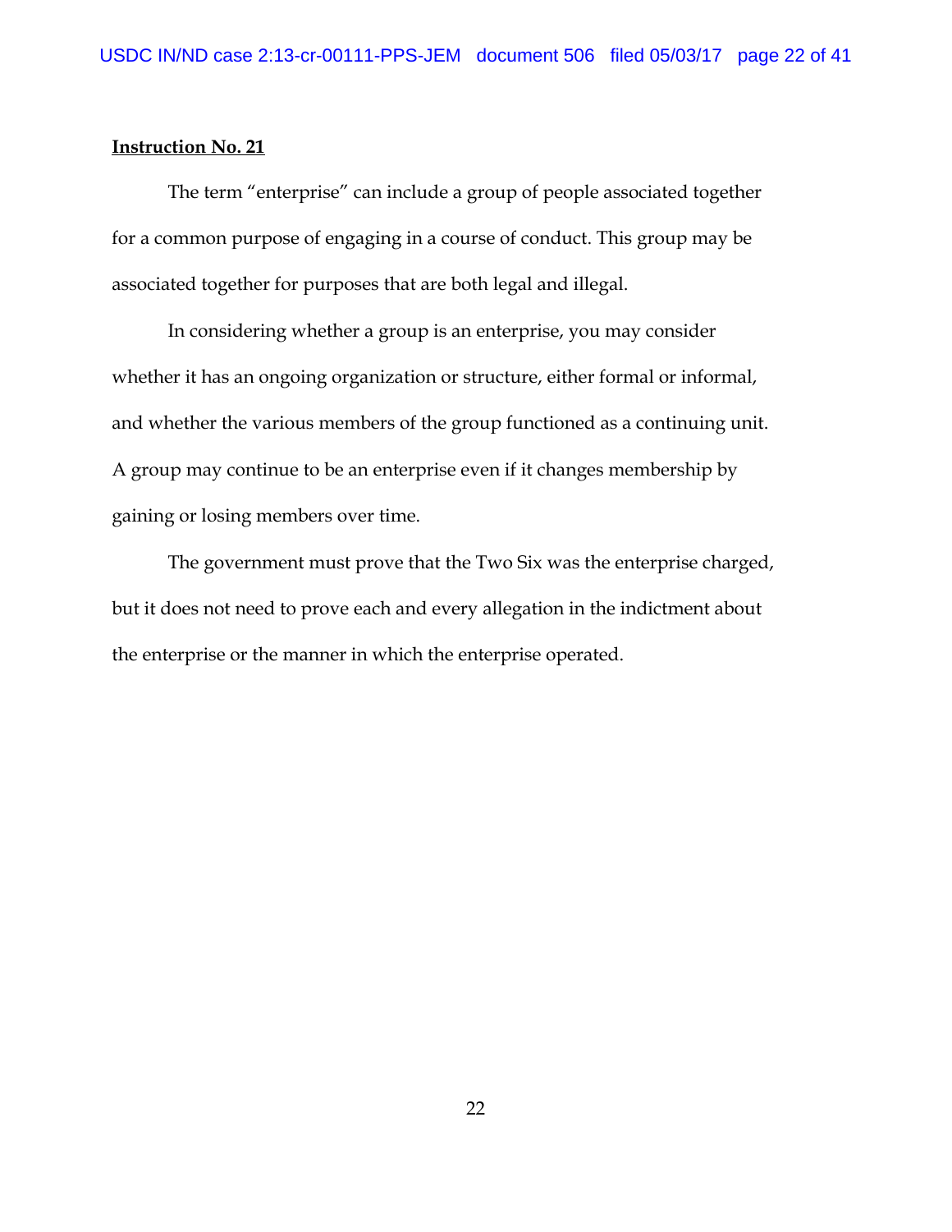**Instruction No. 21**

The term "enterprise" can include a group of people associated together for a common purpose of engaging in a course of conduct. This group may be associated together for purposes that are both legal and illegal.

In considering whether a group is an enterprise, you may consider whether it has an ongoing organization or structure, either formal or informal, and whether the various members of the group functioned as a continuing unit. A group may continue to be an enterprise even if it changes membership by gaining or losing members over time.

The government must prove that the Two Six was the enterprise charged, but it does not need to prove each and every allegation in the indictment about the enterprise or the manner in which the enterprise operated.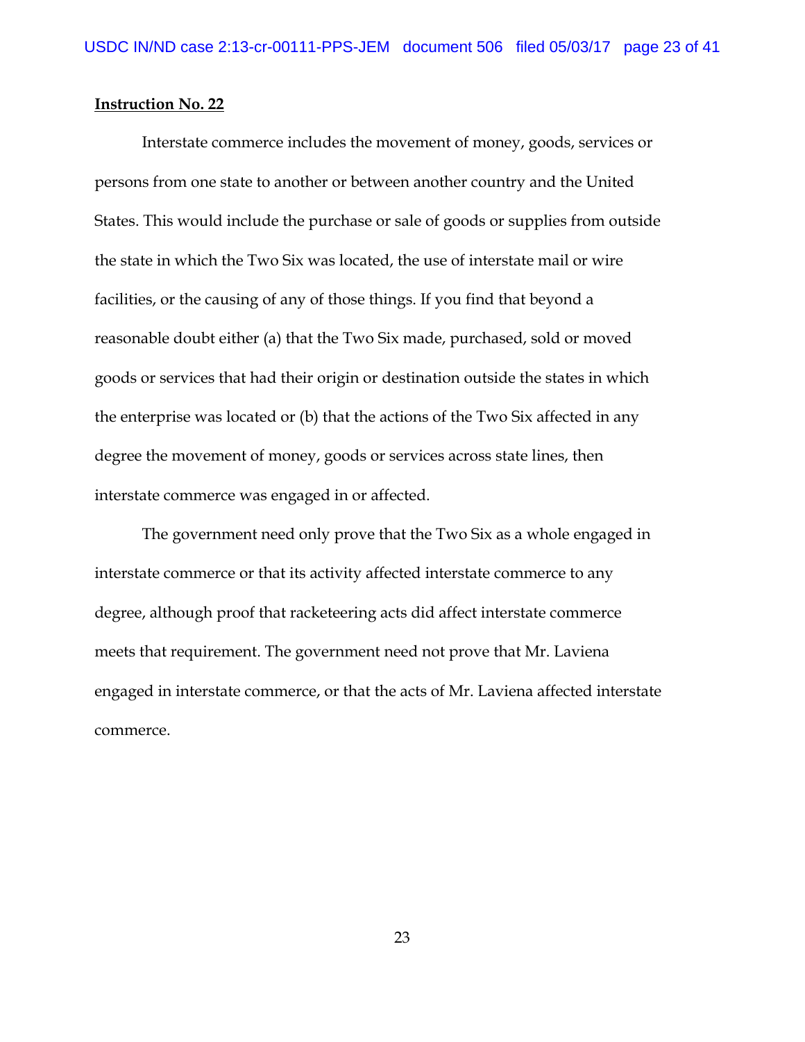**Instruction No. 22**

Interstate commerce includes the movement of money, goods, services or persons from one state to another or between another country and the United States. This would include the purchase or sale of goods or supplies from outside the state in which the Two Six was located, the use of interstate mail or wire facilities, or the causing of any of those things. If you find that beyond a reasonable doubt either (a) that the Two Six made, purchased, sold or moved goods or services that had their origin or destination outside the states in which the enterprise was located or (b) that the actions of the Two Six affected in any degree the movement of money, goods or services across state lines, then interstate commerce was engaged in or affected.

The government need only prove that the Two Six as a whole engaged in interstate commerce or that its activity affected interstate commerce to any degree, although proof that racketeering acts did affect interstate commerce meets that requirement. The government need not prove that Mr. Laviena engaged in interstate commerce, or that the acts of Mr. Laviena affected interstate commerce.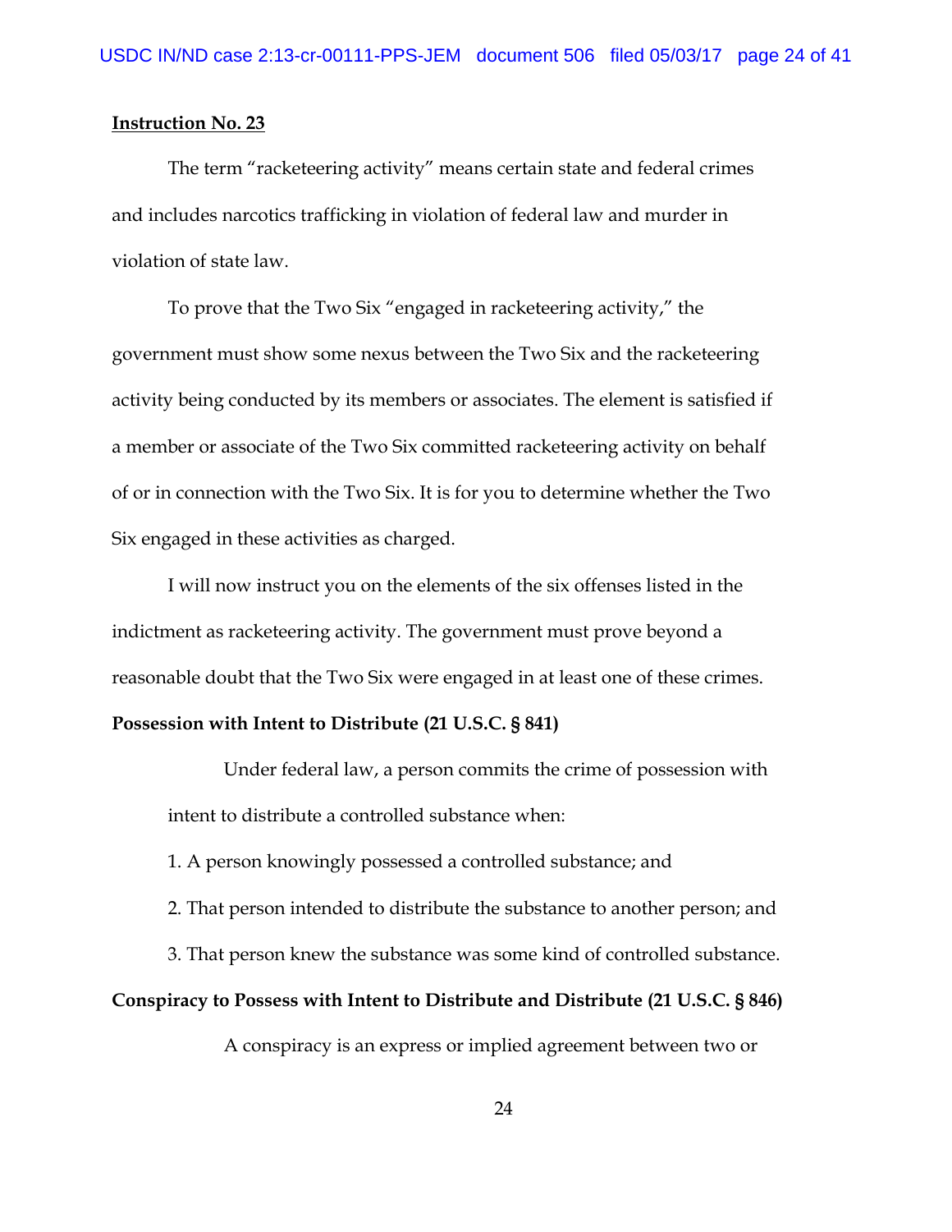**<u>Instruction No. 23</u>**

The term "racketeering activity" means certain state and federal crimes and includes narcotics trafficking in violation of federal law and murder in violation of state law.

To prove that the Two Six "engaged in racketeering activity," the government must show some nexus between the Two Six and the racketeering activity being conducted by its members or associates. The element is satisfied if a member or associate of the Two Six committed racketeering activity on behalf of or in connection with the Two Six. It is for you to determine whether the Two Six engaged in these activities as charged.

I will now instruct you on the elements of the six offenses listed in the indictment as racketeering activity. The government must prove beyond a reasonable doubt that the Two Six were engaged in at least one of these crimes.

**Possession with Intent to Distribute (21 U.S.C. § 841)**

Under federal law, a person commits the crime of possession with intent to distribute a controlled substance when:

1. A person knowingly possessed a controlled substance; and
2. That person intended to distribute the substance to another person; and
3. That person knew the substance was some kind of controlled substance.

**Conspiracy to Possess with Intent to Distribute and Distribute (21 U.S.C. § 846)**

A conspiracy is an express or implied agreement between two or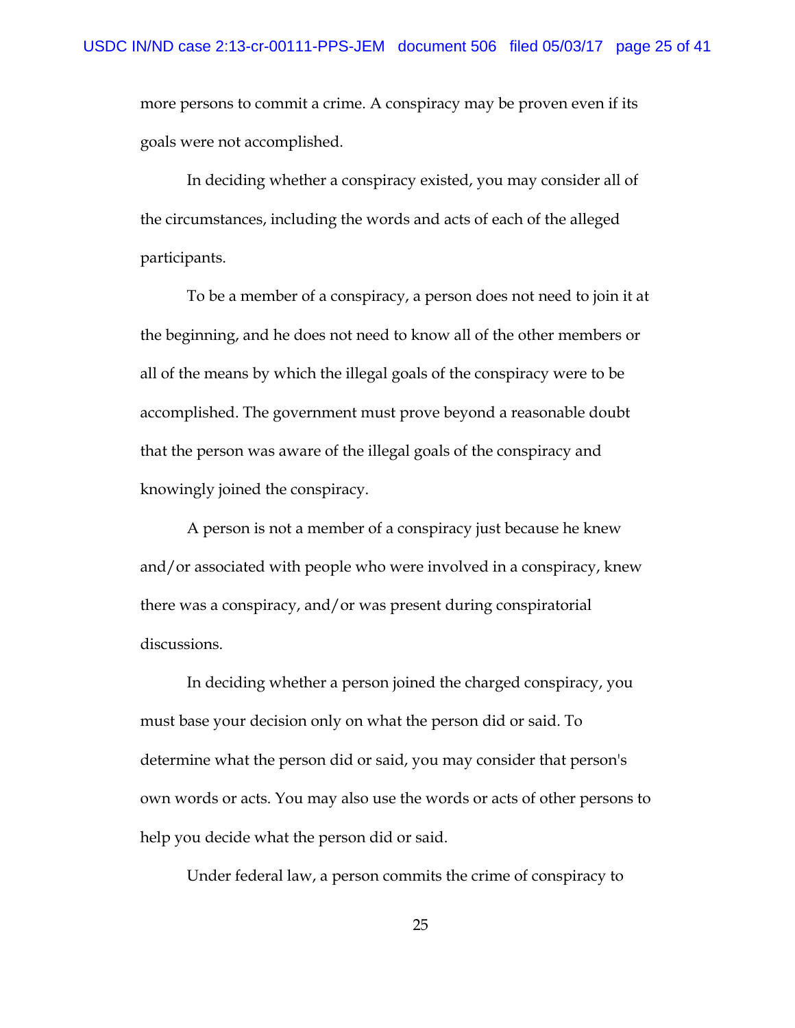more persons to commit a crime. A conspiracy may be proven even if its goals were not accomplished.

In deciding whether a conspiracy existed, you may consider all of the circumstances, including the words and acts of each of the alleged participants.

To be a member of a conspiracy, a person does not need to join it at the beginning, and he does not need to know all of the other members or all of the means by which the illegal goals of the conspiracy were to be accomplished. The government must prove beyond a reasonable doubt that the person was aware of the illegal goals of the conspiracy and knowingly joined the conspiracy.

A person is not a member of a conspiracy just because he knew and/or associated with people who were involved in a conspiracy, knew there was a conspiracy, and/or was present during conspiratorial discussions.

In deciding whether a person joined the charged conspiracy, you must base your decision only on what the person did or said. To determine what the person did or said, you may consider that person's own words or acts. You may also use the words or acts of other persons to help you decide what the person did or said.

Under federal law, a person commits the crime of conspiracy to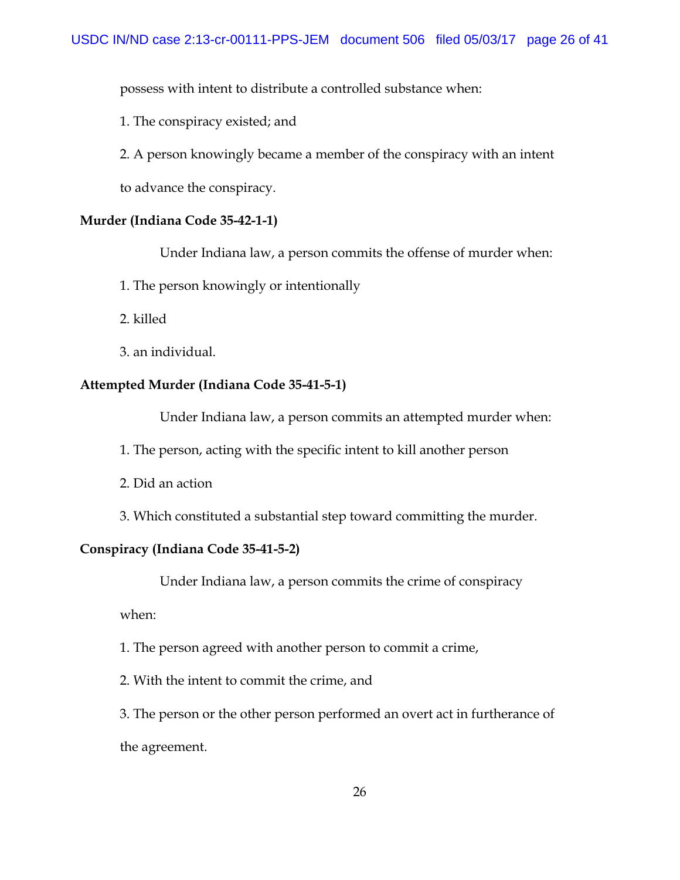possess with intent to distribute a controlled substance when:

1. The conspiracy existed; and

2. A person knowingly became a member of the conspiracy with an intent to advance the conspiracy.

**Murder (Indiana Code 35-42-1-1)**

Under Indiana law, a person commits the offense of murder when:

1. The person knowingly or intentionally

2. killed

3. an individual.

**Attempted Murder (Indiana Code 35-41-5-1)**

Under Indiana law, a person commits an attempted murder when:

1. The person, acting with the specific intent to kill another person

2. Did an action

3. Which constituted a substantial step toward committing the murder.

**Conspiracy (Indiana Code 35-41-5-2)**

Under Indiana law, a person commits the crime of conspiracy when:

1. The person agreed with another person to commit a crime,

2. With the intent to commit the crime, and

3. The person or the other person performed an overt act in furtherance of the agreement.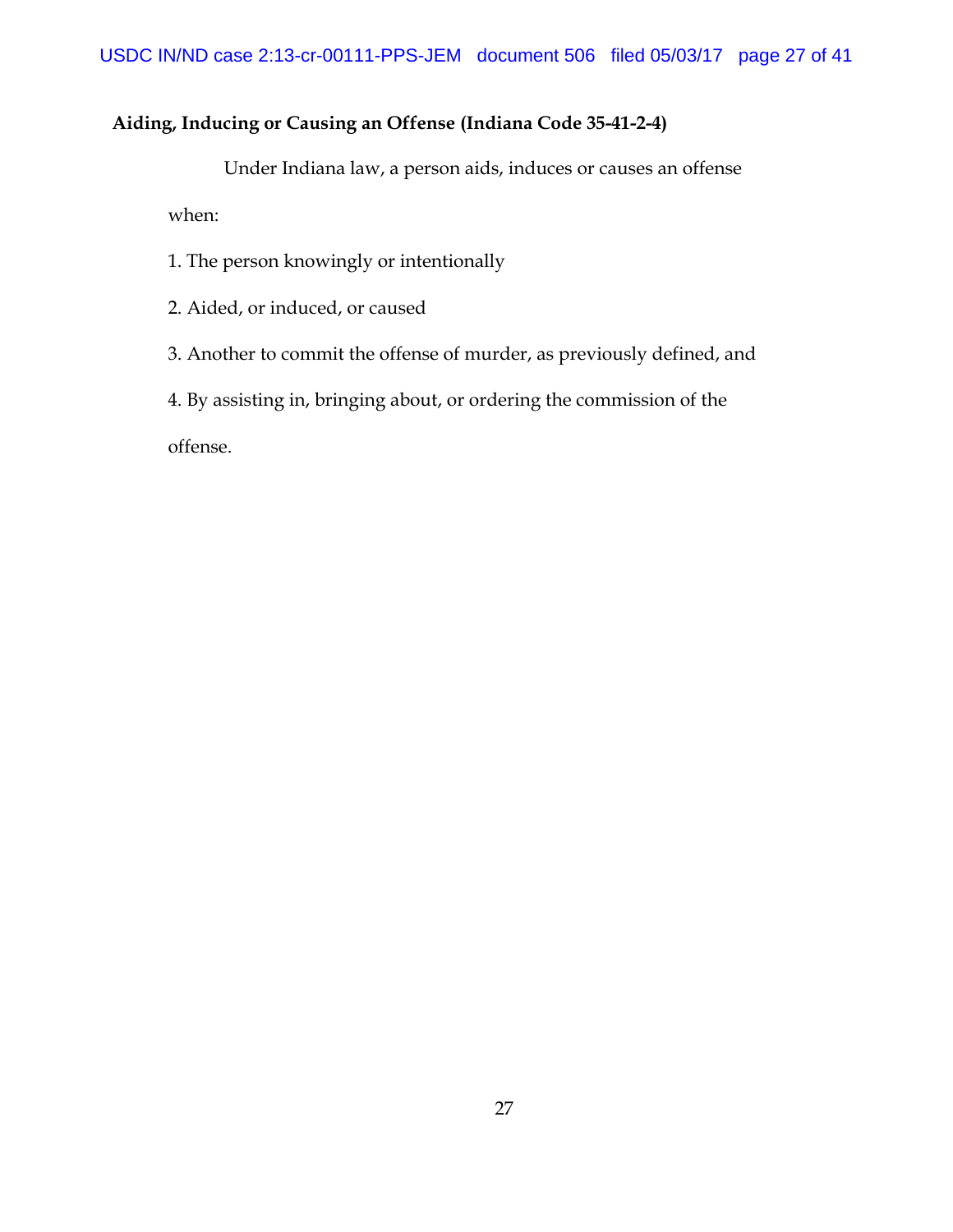**Aiding, Inducing or Causing an Offense (Indiana Code 35-41-2-4)**

Under Indiana law, a person aids, induces or causes an offense when:

1. The person knowingly or intentionally

2. Aided, or induced, or caused

3. Another to commit the offense of murder, as previously defined, and

4. By assisting in, bringing about, or ordering the commission of the offense.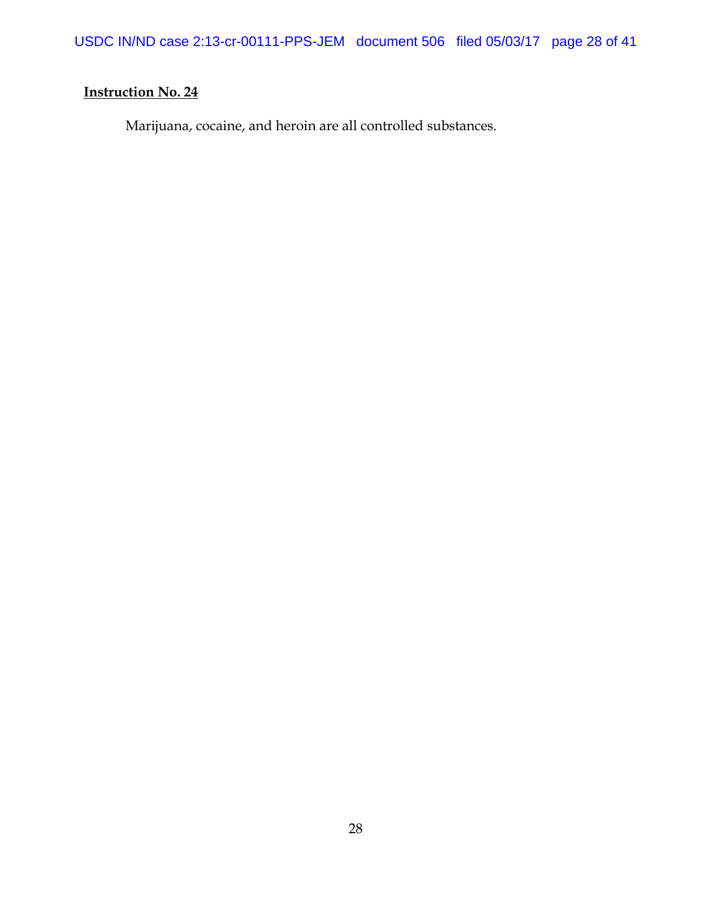**Instruction No. 24**

Marijuana, cocaine, and heroin are all controlled substances.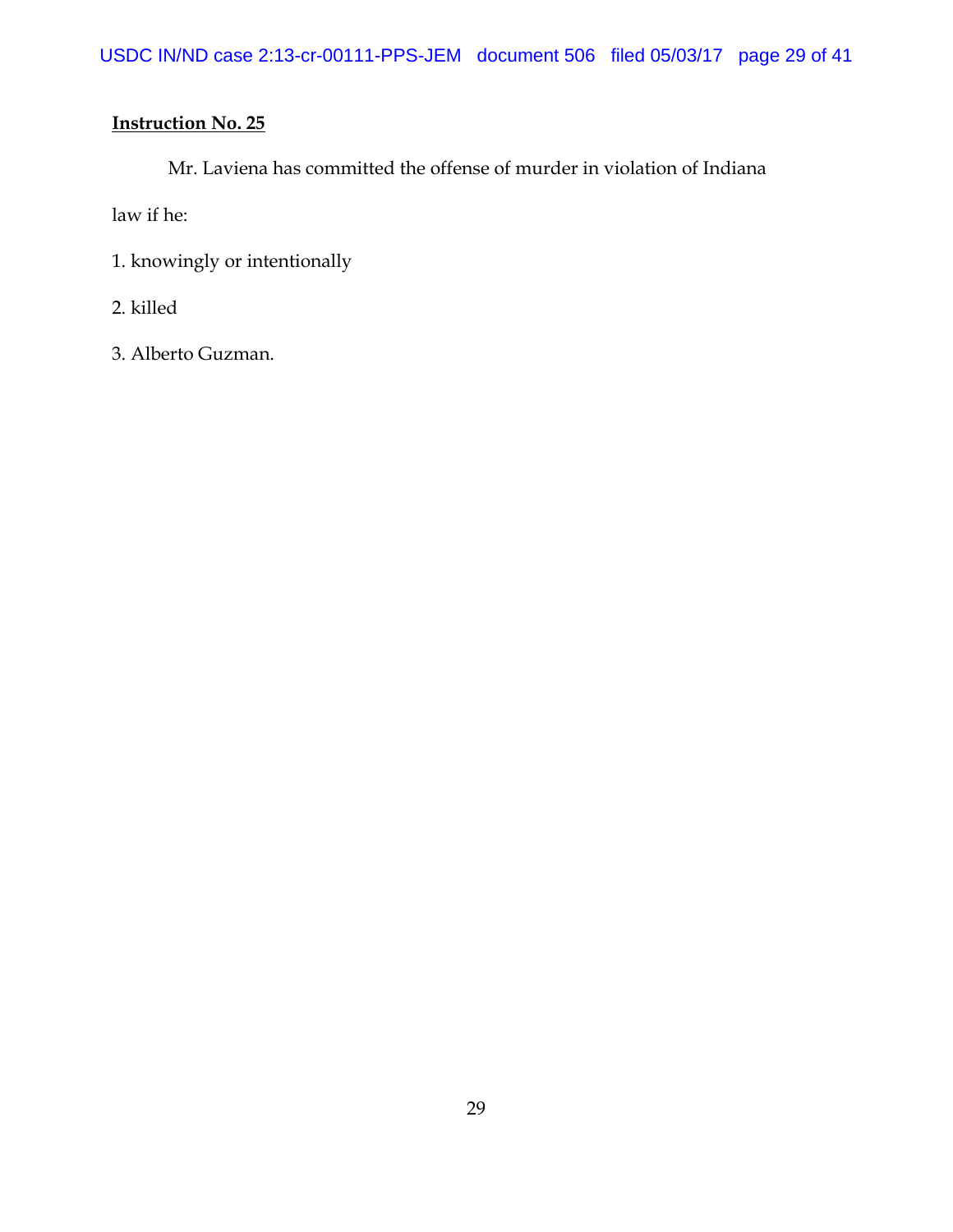**Instruction No. 25**

Mr. Laviena has committed the offense of murder in violation of Indiana law if he:

1. knowingly or intentionally

2. killed

3. Alberto Guzman.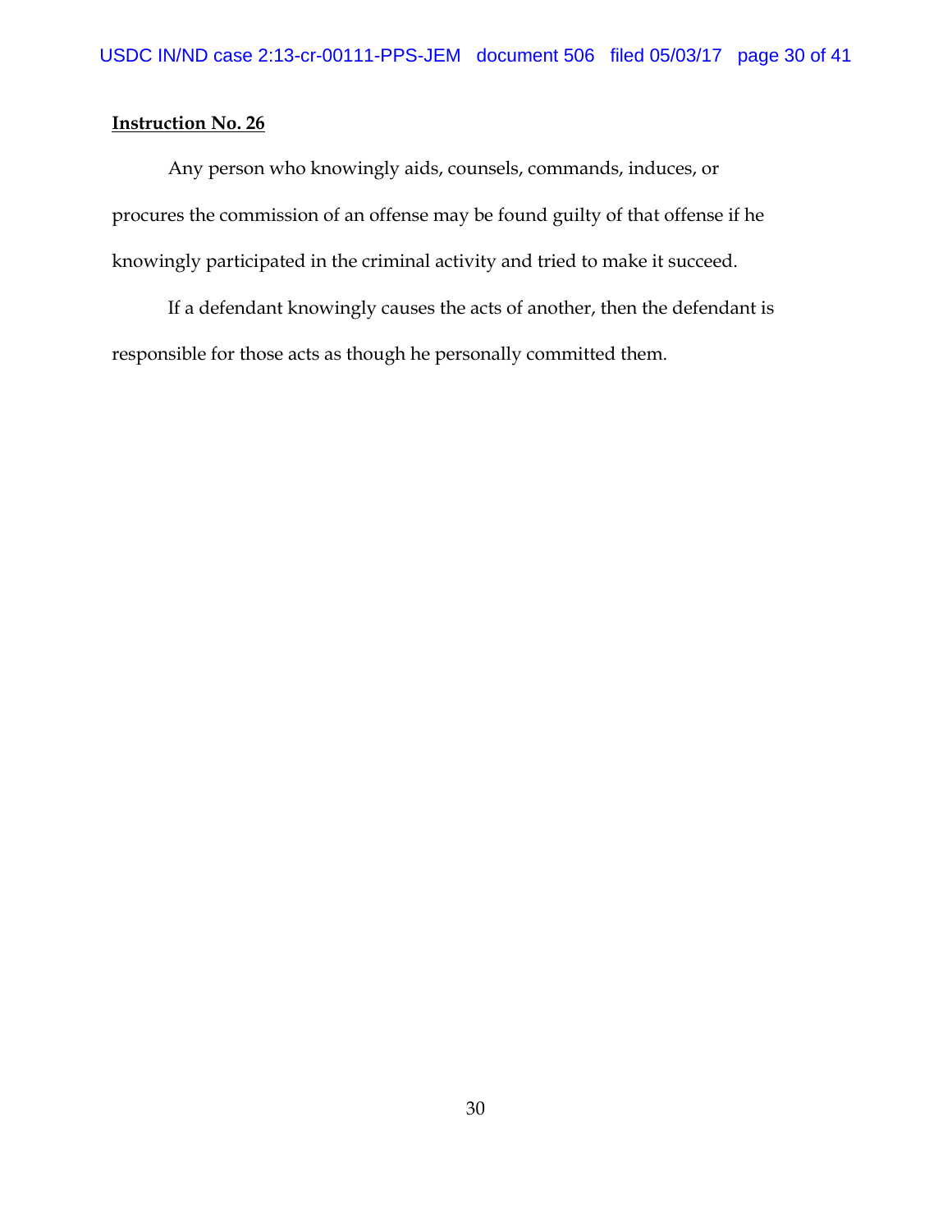**Instruction No. 26**

Any person who knowingly aids, counsels, commands, induces, or procures the commission of an offense may be found guilty of that offense if he knowingly participated in the criminal activity and tried to make it succeed.

If a defendant knowingly causes the acts of another, then the defendant is responsible for those acts as though he personally committed them.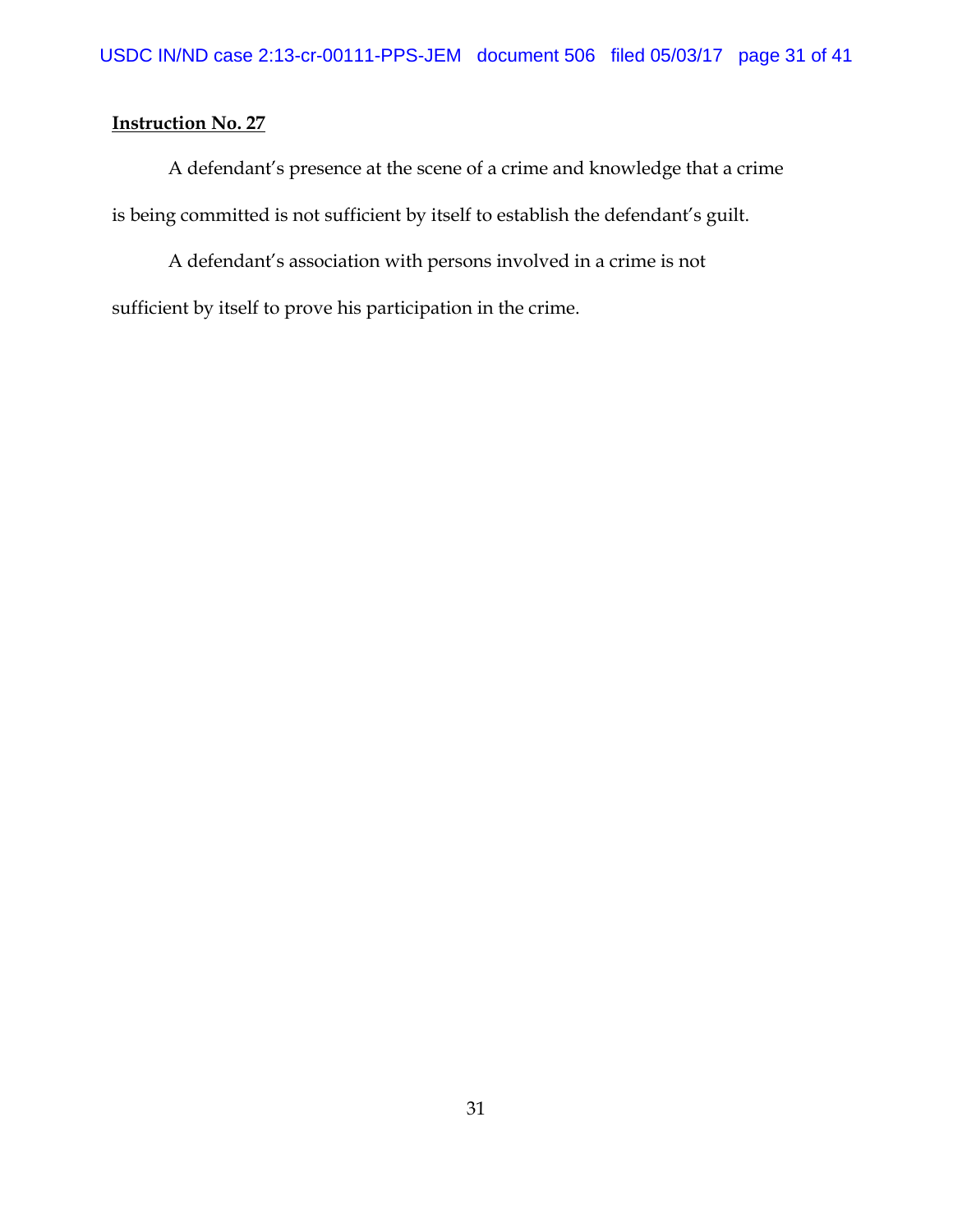**Instruction No. 27**

A defendant's presence at the scene of a crime and knowledge that a crime is being committed is not sufficient by itself to establish the defendant's guilt.

A defendant's association with persons involved in a crime is not sufficient by itself to prove his participation in the crime.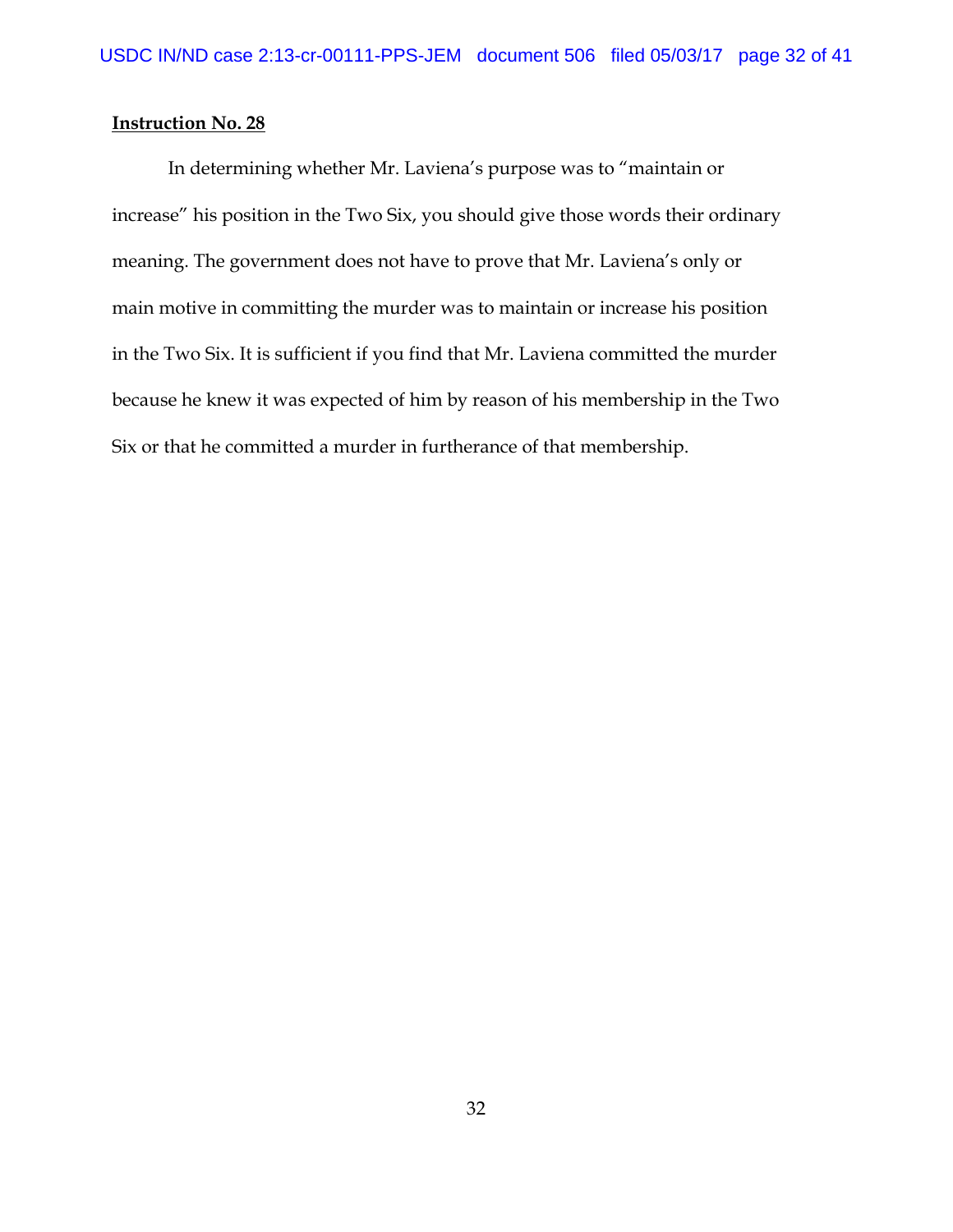**Instruction No. 28**

In determining whether Mr. Laviena's purpose was to "maintain or increase" his position in the Two Six, you should give those words their ordinary meaning. The government does not have to prove that Mr. Laviena's only or main motive in committing the murder was to maintain or increase his position in the Two Six. It is sufficient if you find that Mr. Laviena committed the murder because he knew it was expected of him by reason of his membership in the Two Six or that he committed a murder in furtherance of that membership.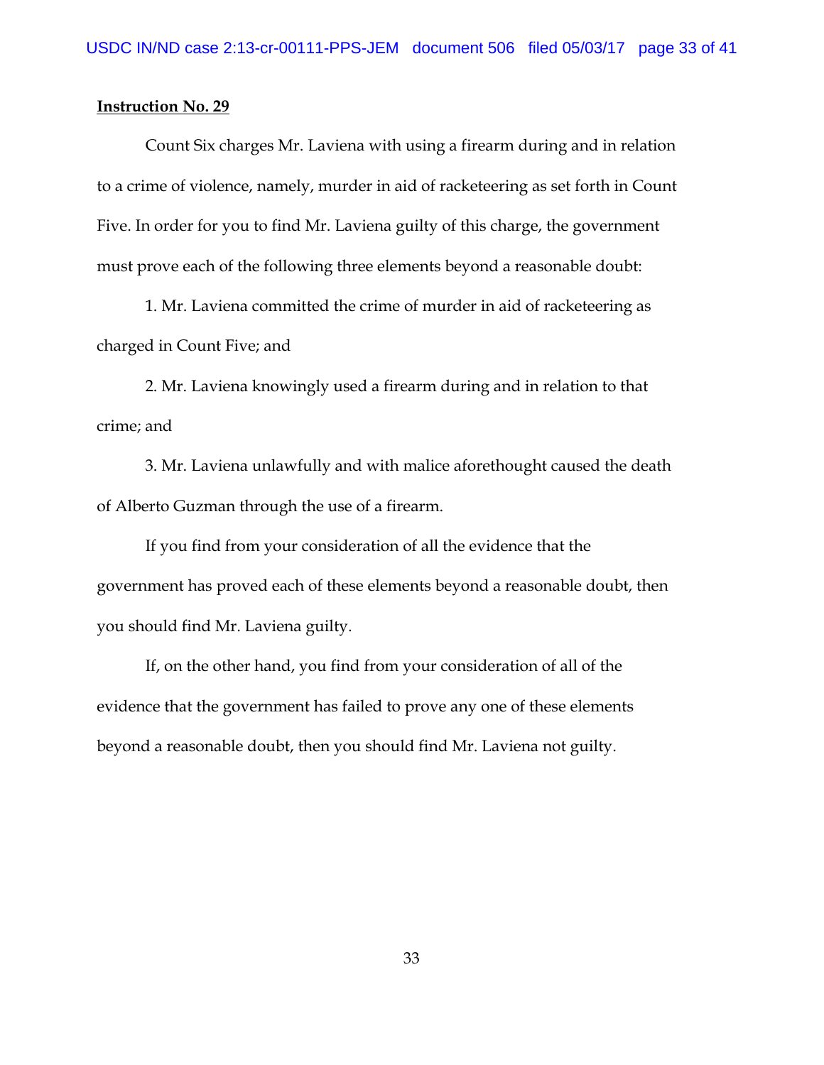**Instruction No. 29**

Count Six charges Mr. Laviena with using a firearm during and in relation to a crime of violence, namely, murder in aid of racketeering as set forth in Count Five. In order for you to find Mr. Laviena guilty of this charge, the government must prove each of the following three elements beyond a reasonable doubt:

1. Mr. Laviena committed the crime of murder in aid of racketeering as charged in Count Five; and

2. Mr. Laviena knowingly used a firearm during and in relation to that crime; and

3. Mr. Laviena unlawfully and with malice aforethought caused the death of Alberto Guzman through the use of a firearm.

If you find from your consideration of all the evidence that the government has proved each of these elements beyond a reasonable doubt, then you should find Mr. Laviena guilty.

If, on the other hand, you find from your consideration of all of the evidence that the government has failed to prove any one of these elements beyond a reasonable doubt, then you should find Mr. Laviena not guilty.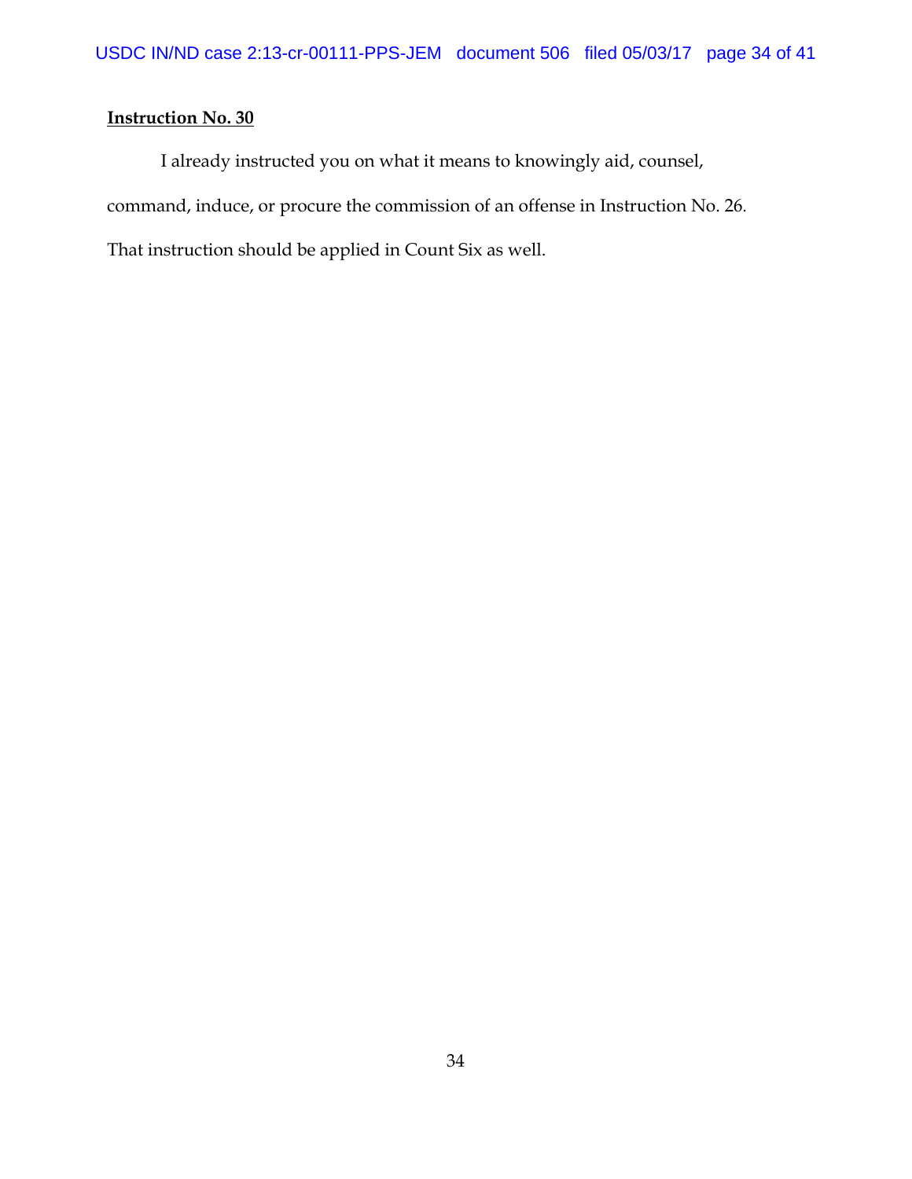**Instruction No. 30**

I already instructed you on what it means to knowingly aid, counsel, command, induce, or procure the commission of an offense in Instruction No. 26. That instruction should be applied in Count Six as well.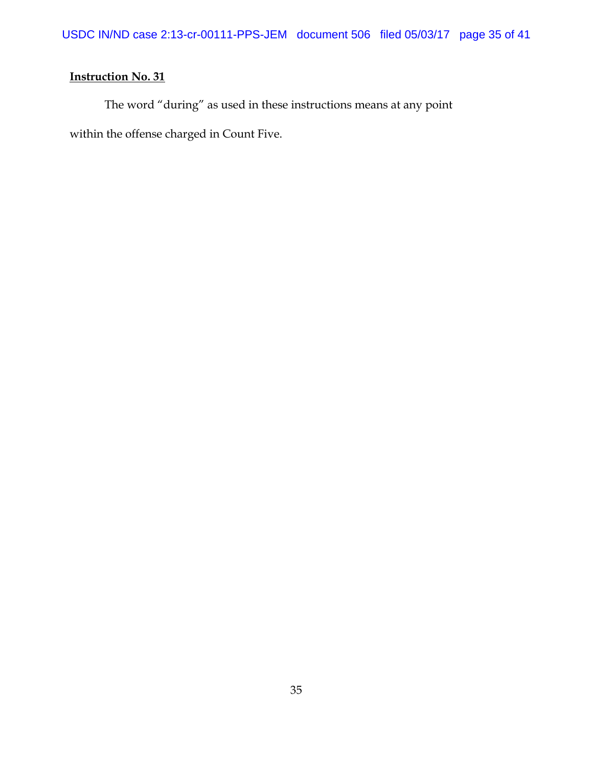**Instruction No. 31**

The word "during" as used in these instructions means at any point within the offense charged in Count Five.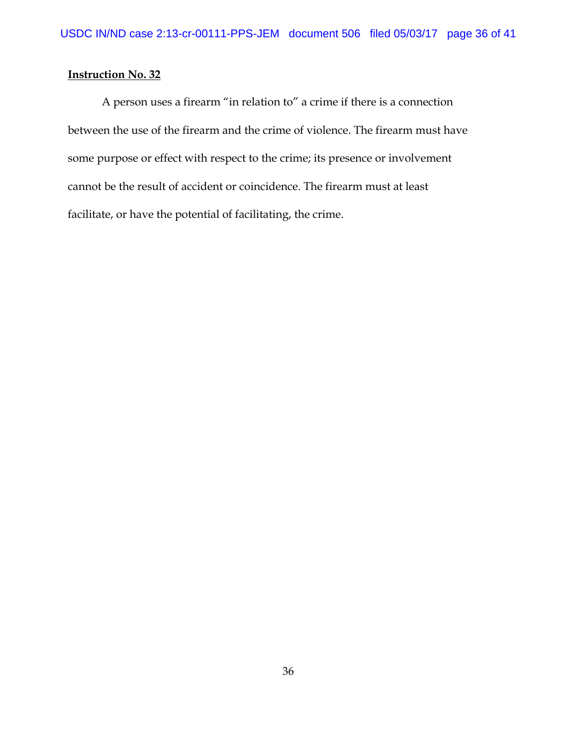**Instruction No. 32**

A person uses a firearm "in relation to" a crime if there is a connection between the use of the firearm and the crime of violence. The firearm must have some purpose or effect with respect to the crime; its presence or involvement cannot be the result of accident or coincidence. The firearm must at least facilitate, or have the potential of facilitating, the crime.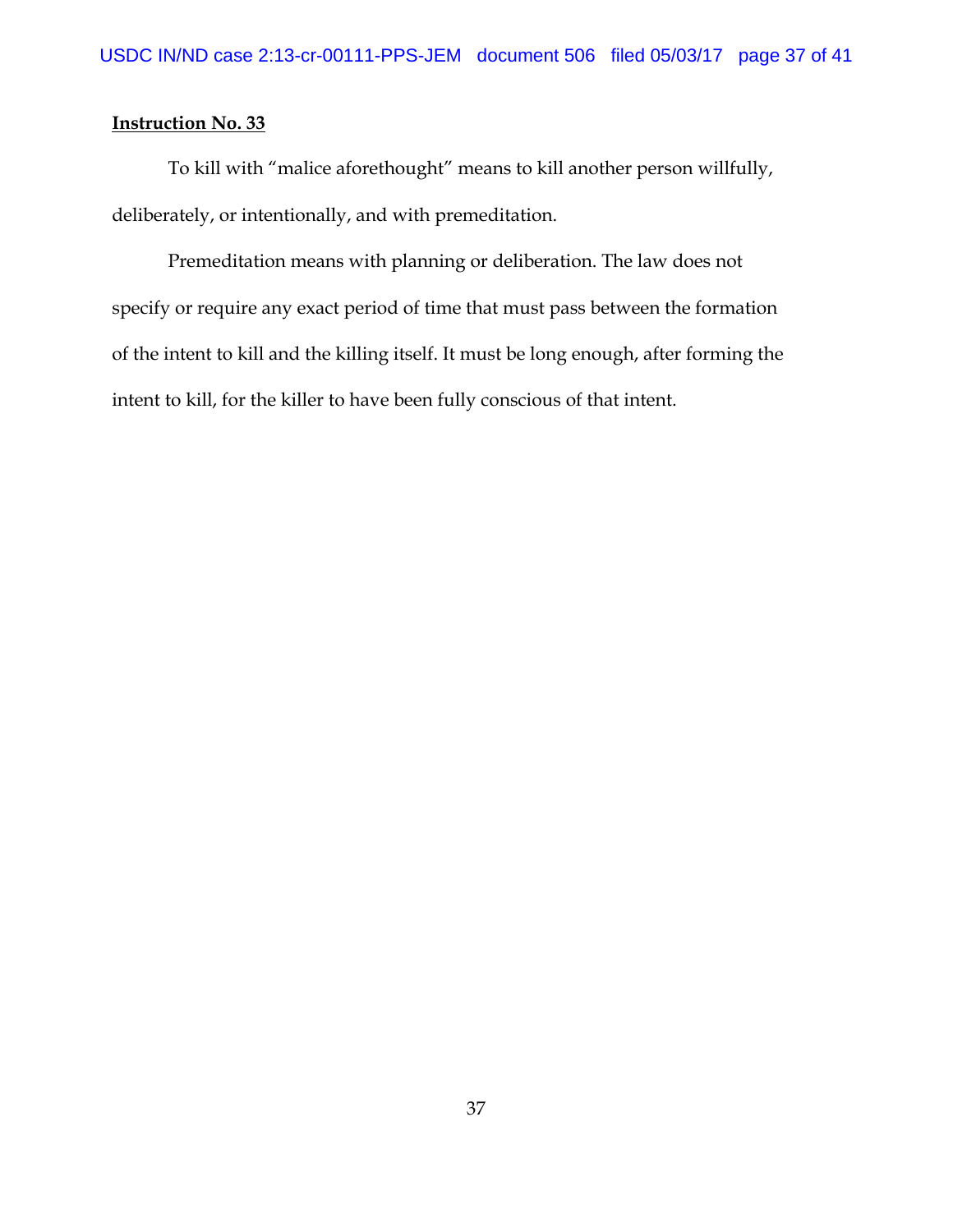**Instruction No. 33**

To kill with "malice aforethought" means to kill another person willfully, deliberately, or intentionally, and with premeditation.

Premeditation means with planning or deliberation. The law does not specify or require any exact period of time that must pass between the formation of the intent to kill and the killing itself. It must be long enough, after forming the intent to kill, for the killer to have been fully conscious of that intent.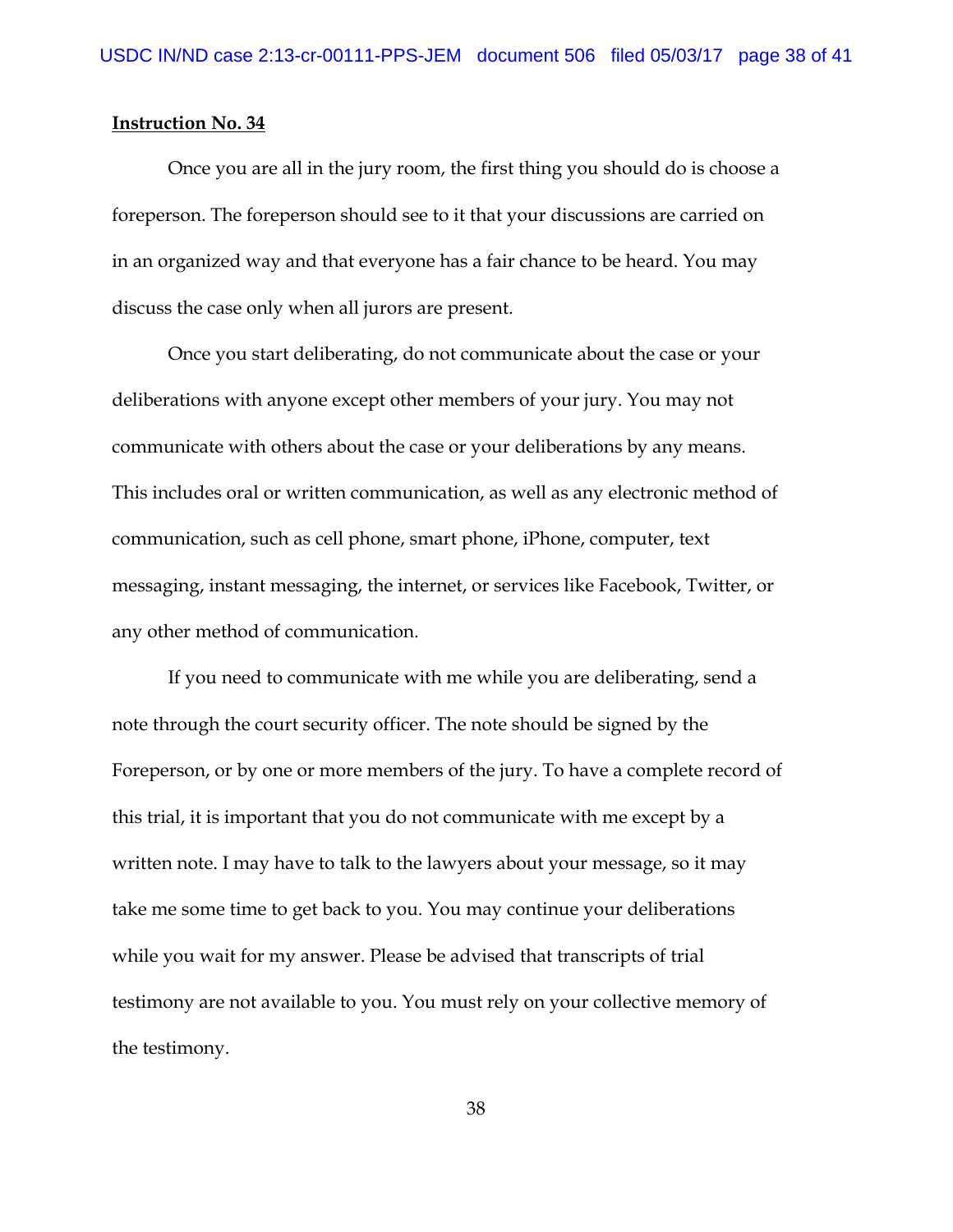**Instruction No. 34**

Once you are all in the jury room, the first thing you should do is choose a foreperson. The foreperson should see to it that your discussions are carried on in an organized way and that everyone has a fair chance to be heard. You may discuss the case only when all jurors are present.

Once you start deliberating, do not communicate about the case or your deliberations with anyone except other members of your jury. You may not communicate with others about the case or your deliberations by any means. This includes oral or written communication, as well as any electronic method of communication, such as cell phone, smart phone, iPhone, computer, text messaging, instant messaging, the internet, or services like Facebook, Twitter, or any other method of communication.

If you need to communicate with me while you are deliberating, send a note through the court security officer. The note should be signed by the Foreperson, or by one or more members of the jury. To have a complete record of this trial, it is important that you do not communicate with me except by a written note. I may have to talk to the lawyers about your message, so it may take me some time to get back to you. You may continue your deliberations while you wait for my answer. Please be advised that transcripts of trial testimony are not available to you. You must rely on your collective memory of the testimony.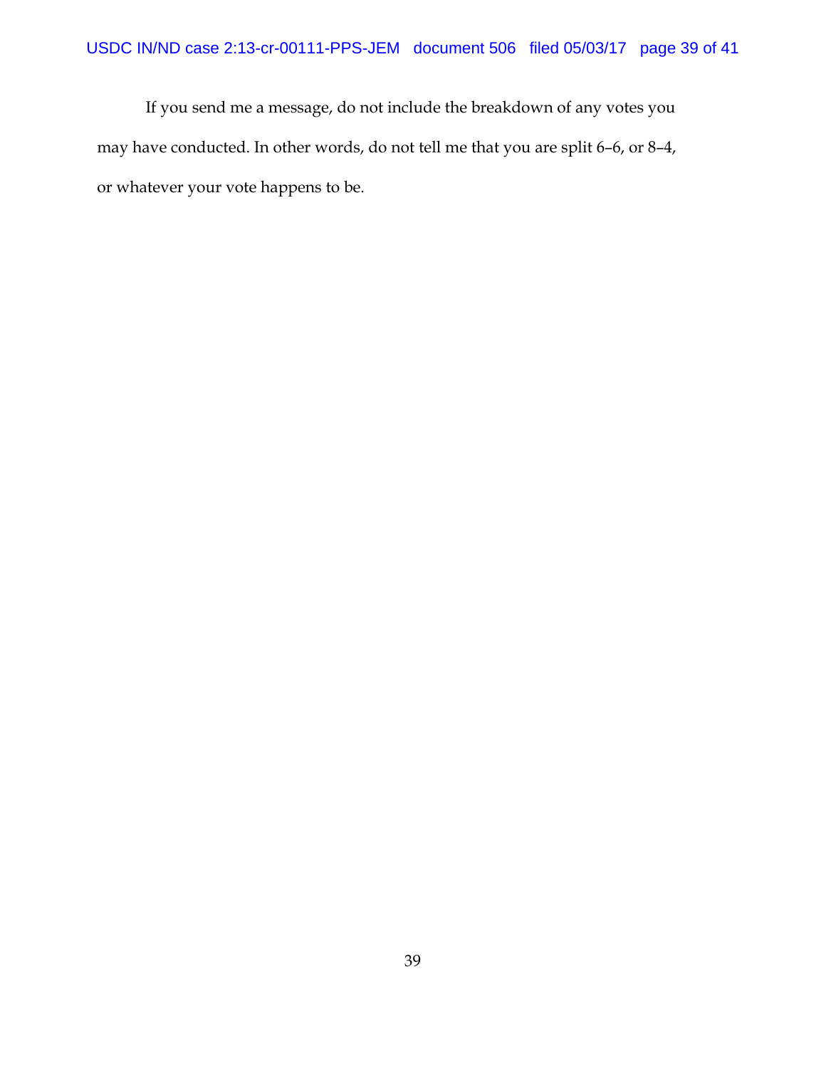If you send me a message, do not include the breakdown of any votes you may have conducted. In other words, do not tell me that you are split 6–6, or 8–4, or whatever your vote happens to be.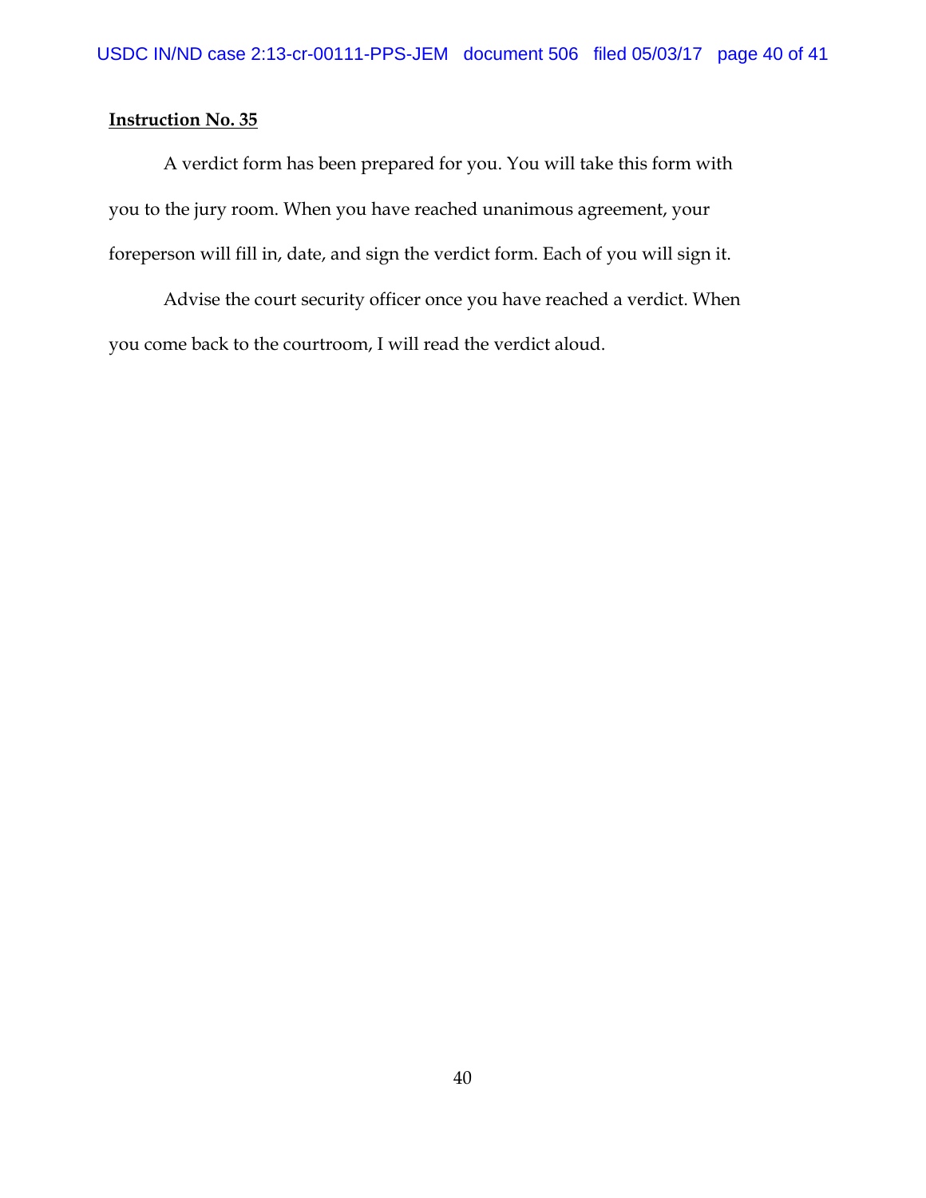**Instruction No. 35**

A verdict form has been prepared for you. You will take this form with you to the jury room. When you have reached unanimous agreement, your foreperson will fill in, date, and sign the verdict form. Each of you will sign it.

Advise the court security officer once you have reached a verdict. When you come back to the courtroom, I will read the verdict aloud.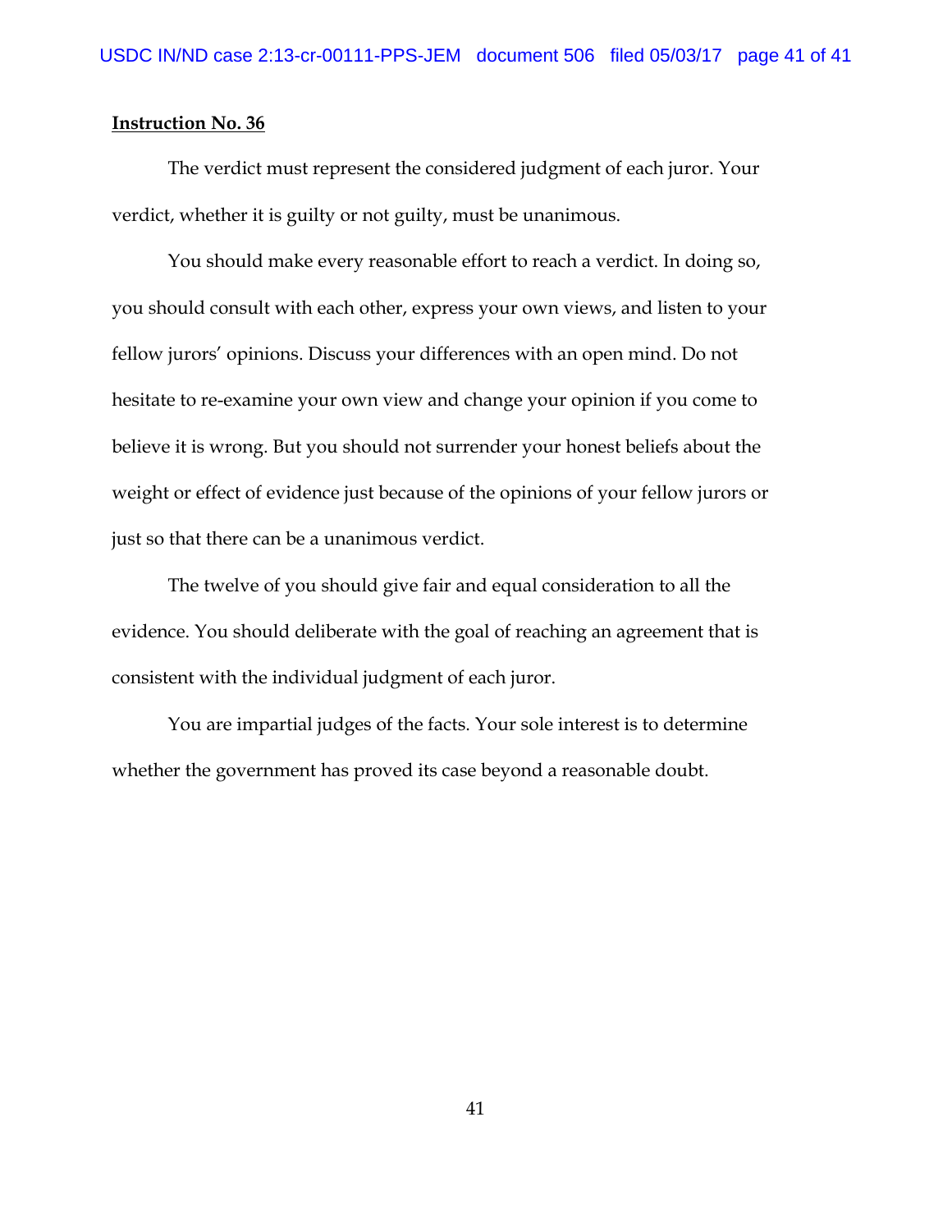**Instruction No. 36**

The verdict must represent the considered judgment of each juror. Your verdict, whether it is guilty or not guilty, must be unanimous.

You should make every reasonable effort to reach a verdict. In doing so, you should consult with each other, express your own views, and listen to your fellow jurors' opinions. Discuss your differences with an open mind. Do not hesitate to re-examine your own view and change your opinion if you come to believe it is wrong. But you should not surrender your honest beliefs about the weight or effect of evidence just because of the opinions of your fellow jurors or just so that there can be a unanimous verdict.

The twelve of you should give fair and equal consideration to all the evidence. You should deliberate with the goal of reaching an agreement that is consistent with the individual judgment of each juror.

You are impartial judges of the facts. Your sole interest is to determine whether the government has proved its case beyond a reasonable doubt.